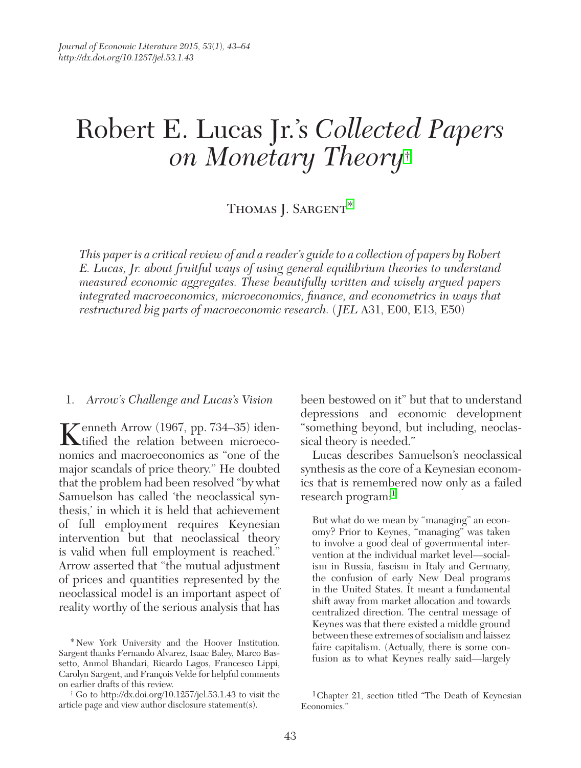# Robert E. Lucas Jr.'s *Collected Papers on Monetary Theory*[†]

Thomas J. Sargent[*]

*This paper is a critical review of and a reader's guide to a collection of papers by Robert E. Lucas, Jr. about fruitful ways of using general equilibrium theories to understand measured economic aggregates. These beautifully written and wisely argued papers integrated macroeconomics, microeconomics, finance, and econometrics in ways that restructured big parts of macroeconomic research.* (*JEL* A31, E00, E13, E50)

## 1. *Arrow's Challenge and Lucas's Vision*

Kenneth Arrow (1967, pp. 734–35) identified the relation between microeconomics and macroeconomics as "one of the major scandals of price theory." He doubted that the problem had been resolved "by what Samuelson has called 'the neoclassical synthesis,' in which it is held that achievement of full employment requires Keynesian intervention but that neoclassical theory is valid when full employment is reached." Arrow asserted that "the mutual adjustment of prices and quantities represented by the neoclassical model is an important aspect of reality worthy of the serious analysis that has been bestowed on it" but that to understand depressions and economic development "something beyond, but including, neoclassical theory is needed."

Lucas describes Samuelson's neoclassical synthesis as the core of a Keynesian economics that is remembered now only as a failed research program:[1]

> But what do we mean by "managing" an economy? Prior to Keynes, "managing" was taken to involve a good deal of governmental intervention at the individual market level—socialism in Russia, fascism in Italy and Germany, the confusion of early New Deal programs in the United States. It meant a fundamental shift away from market allocation and towards centralized direction. The central message of Keynes was that there existed a middle ground between these extremes of socialism and laissez faire capitalism. (Actually, there is some confusion as to what Keynes really said—largely

---

[*] New York University and the Hoover Institution. Sargent thanks Fernando Alvarez, Isaac Baley, Marco Bassetto, Anmol Bhandari, Ricardo Lagos, Francesco Lippi, Carolyn Sargent, and François Velde for helpful comments on earlier drafts of this review.

[†] Go to http://dx.doi.org/10.1257/jel.53.1.43 to visit the article page and view author disclosure statement(s).

[1] Chapter 21, section titled "The Death of Keynesian Economics."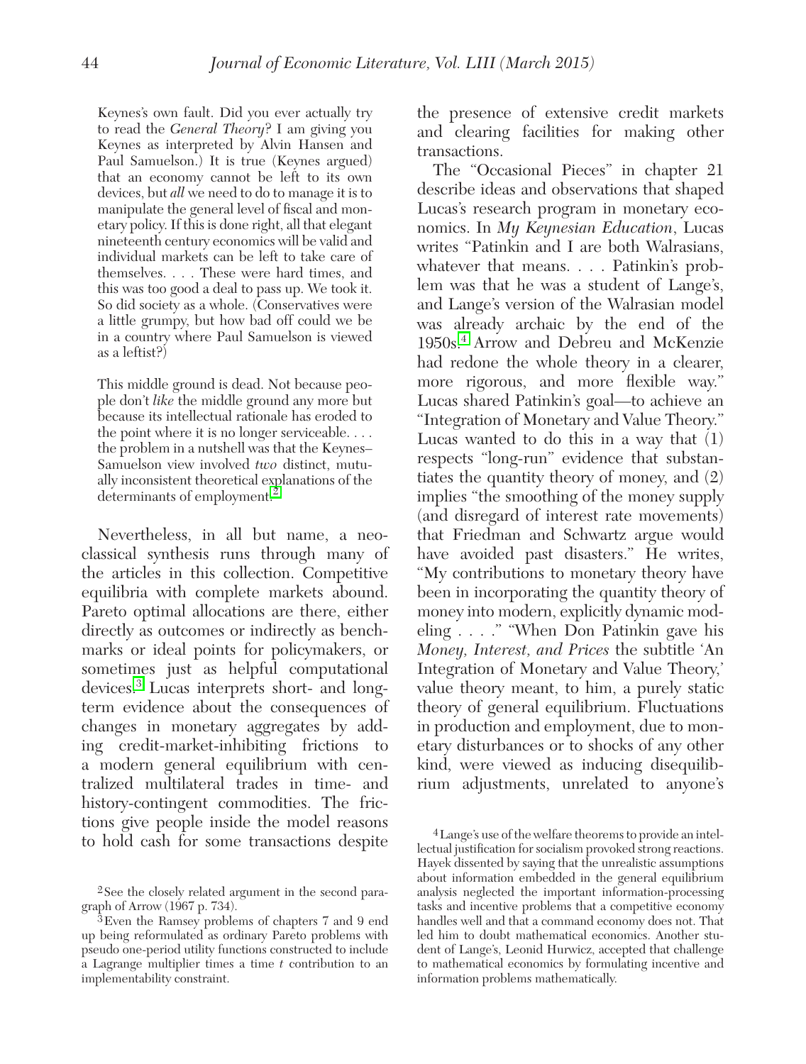> Keynes's own fault. Did you ever actually try to read the *General Theory*? I am giving you Keynes as interpreted by Alvin Hansen and Paul Samuelson.) It is true (Keynes argued) that an economy cannot be left to its own devices, but *all* we need to do to manage it is to manipulate the general level of fiscal and monetary policy. If this is done right, all that elegant nineteenth century economics will be valid and individual markets can be left to take care of themselves. . . . These were hard times, and this was too good a deal to pass up. We took it. So did society as a whole. (Conservatives were a little grumpy, but how bad off could we be in a country where Paul Samuelson is viewed as a leftist?)
>
> This middle ground is dead. Not because people don't *like* the middle ground any more but because its intellectual rationale has eroded to the point where it is no longer serviceable. . . . the problem in a nutshell was that the Keynes–Samuelson view involved *two* distinct, mutually inconsistent theoretical explanations of the determinants of employment.[2]

Nevertheless, in all but name, a neoclassical synthesis runs through many of the articles in this collection. Competitive equilibria with complete markets abound. Pareto optimal allocations are there, either directly as outcomes or indirectly as benchmarks or ideal points for policymakers, or sometimes just as helpful computational devices.[3] Lucas interprets short- and long-term evidence about the consequences of changes in monetary aggregates by adding credit-market-inhibiting frictions to a modern general equilibrium with centralized multilateral trades in time- and history-contingent commodities. The frictions give people inside the model reasons to hold cash for some transactions despite the presence of extensive credit markets and clearing facilities for making other transactions.

The "Occasional Pieces" in chapter 21 describe ideas and observations that shaped Lucas's research program in monetary economics. In *My Keynesian Education*, Lucas writes "Patinkin and I are both Walrasians, whatever that means. . . . Patinkin's problem was that he was a student of Lange's, and Lange's version of the Walrasian model was already archaic by the end of the 1950s.[4] Arrow and Debreu and McKenzie had redone the whole theory in a clearer, more rigorous, and more flexible way." Lucas shared Patinkin's goal—to achieve an "Integration of Monetary and Value Theory." Lucas wanted to do this in a way that (1) respects "long-run" evidence that substantiates the quantity theory of money, and (2) implies "the smoothing of the money supply (and disregard of interest rate movements) that Friedman and Schwartz argue would have avoided past disasters." He writes, "My contributions to monetary theory have been in incorporating the quantity theory of money into modern, explicitly dynamic modeling . . . ." "When Don Patinkin gave his *Money, Interest, and Prices* the subtitle 'An Integration of Monetary and Value Theory,' value theory meant, to him, a purely static theory of general equilibrium. Fluctuations in production and employment, due to monetary disturbances or to shocks of any other kind, were viewed as inducing disequilibrium adjustments, unrelated to anyone's

---

[2] See the closely related argument in the second paragraph of Arrow (1967 p. 734).

[3] Even the Ramsey problems of chapters 7 and 9 end up being reformulated as ordinary Pareto problems with pseudo one-period utility functions constructed to include a Lagrange multiplier times a time $t$ contribution to an implementability constraint.

[4] Lange's use of the welfare theorems to provide an intellectual justification for socialism provoked strong reactions. Hayek dissented by saying that the unrealistic assumptions about information embedded in the general equilibrium analysis neglected the important information-processing tasks and incentive problems that a competitive economy handles well and that a command economy does not. That led him to doubt mathematical economics. Another student of Lange's, Leonid Hurwicz, accepted that challenge to mathematical economics by formulating incentive and information problems mathematically.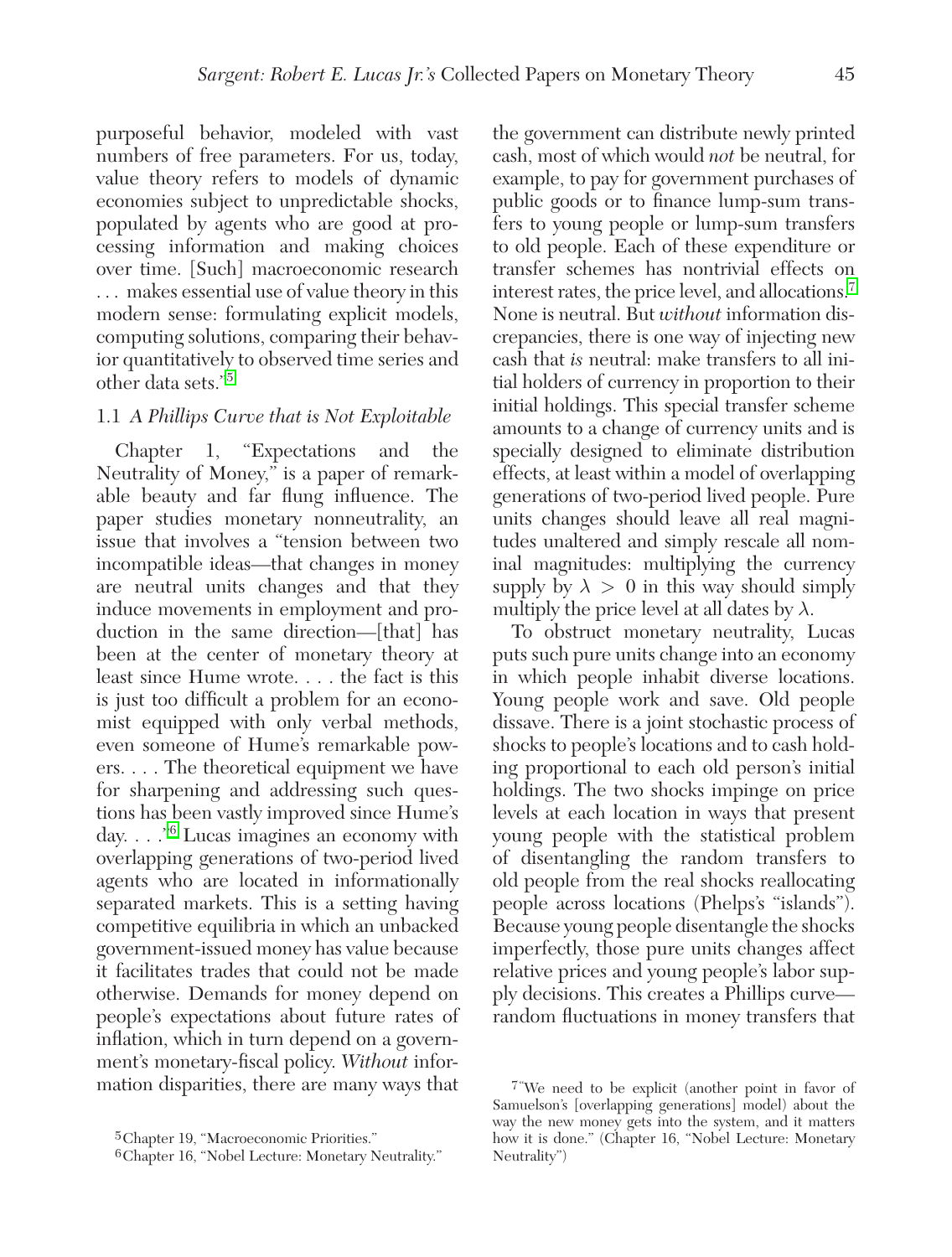purposeful behavior, modeled with vast numbers of free parameters. For us, today, value theory refers to models of dynamic economies subject to unpredictable shocks, populated by agents who are good at processing information and making choices over time. [Such] macroeconomic research . . . makes essential use of value theory in this modern sense: formulating explicit models, computing solutions, comparing their behavior quantitatively to observed time series and other data sets."[5]

### 1.1 *A Phillips Curve that is Not Exploitable*

Chapter 1, "Expectations and the Neutrality of Money," is a paper of remarkable beauty and far flung influence. The paper studies monetary nonneutrality, an issue that involves a "tension between two incompatible ideas—that changes in money are neutral units changes and that they induce movements in employment and production in the same direction—[that] has been at the center of monetary theory at least since Hume wrote. . . . the fact is this is just too difficult a problem for an economist equipped with only verbal methods, even someone of Hume's remarkable powers. . . . The theoretical equipment we have for sharpening and addressing such questions has been vastly improved since Hume's day. . . ."[6] Lucas imagines an economy with overlapping generations of two-period lived agents who are located in informationally separated markets. This is a setting having competitive equilibria in which an unbacked government-issued money has value because it facilitates trades that could not be made otherwise. Demands for money depend on people's expectations about future rates of inflation, which in turn depend on a government's monetary-fiscal policy. *Without* information disparities, there are many ways that the government can distribute newly printed cash, most of which would *not* be neutral, for example, to pay for government purchases of public goods or to finance lump-sum transfers to young people or lump-sum transfers to old people. Each of these expenditure or transfer schemes has nontrivial effects on interest rates, the price level, and allocations.[7] None is neutral. But *without* information discrepancies, there is one way of injecting new cash that *is* neutral: make transfers to all initial holders of currency in proportion to their initial holdings. This special transfer scheme amounts to a change of currency units and is specially designed to eliminate distribution effects, at least within a model of overlapping generations of two-period lived people. Pure units changes should leave all real magnitudes unaltered and simply rescale all nominal magnitudes: multiplying the currency supply by $\lambda > 0$ in this way should simply multiply the price level at all dates by $\lambda$.

To obstruct monetary neutrality, Lucas puts such pure units change into an economy in which people inhabit diverse locations. Young people work and save. Old people dissave. There is a joint stochastic process of shocks to people's locations and to cash holding proportional to each old person's initial holdings. The two shocks impinge on price levels at each location in ways that present young people with the statistical problem of disentangling the random transfers to old people from the real shocks reallocating people across locations (Phelps's "islands"). Because young people disentangle the shocks imperfectly, those pure units changes affect relative prices and young people's labor supply decisions. This creates a Phillips curve—random fluctuations in money transfers that

[5] Chapter 19, "Macroeconomic Priorities."

[6] Chapter 16, "Nobel Lecture: Monetary Neutrality."

[7] "We need to be explicit (another point in favor of Samuelson's [overlapping generations] model) about the way the new money gets into the system, and it matters how it is done." (Chapter 16, "Nobel Lecture: Monetary Neutrality")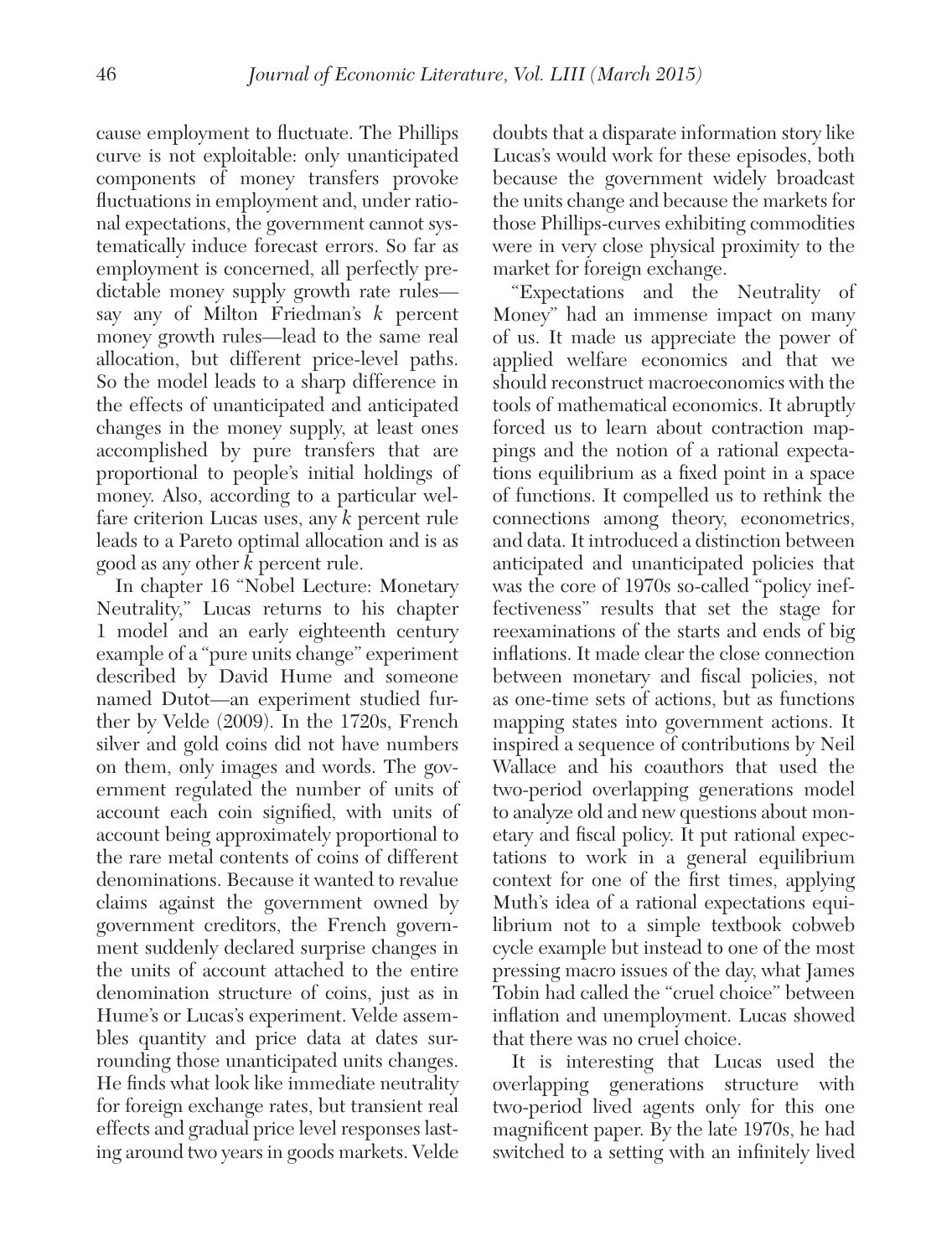cause employment to fluctuate. The Phillips curve is not exploitable: only unanticipated components of money transfers provoke fluctuations in employment and, under rational expectations, the government cannot systematically induce forecast errors. So far as employment is concerned, all perfectly predictable money supply growth rate rules—say any of Milton Friedman's $k$ percent money growth rules—lead to the same real allocation, but different price-level paths. So the model leads to a sharp difference in the effects of unanticipated and anticipated changes in the money supply, at least ones accomplished by pure transfers that are proportional to people's initial holdings of money. Also, according to a particular welfare criterion Lucas uses, any $k$ percent rule leads to a Pareto optimal allocation and is as good as any other $k$ percent rule.

In chapter 16 "Nobel Lecture: Monetary Neutrality," Lucas returns to his chapter 1 model and an early eighteenth century example of a "pure units change" experiment described by David Hume and someone named Dutot—an experiment studied further by Velde (2009). In the 1720s, French silver and gold coins did not have numbers on them, only images and words. The government regulated the number of units of account each coin signified, with units of account being approximately proportional to the rare metal contents of coins of different denominations. Because it wanted to revalue claims against the government owned by government creditors, the French government suddenly declared surprise changes in the units of account attached to the entire denomination structure of coins, just as in Hume's or Lucas's experiment. Velde assembles quantity and price data at dates surrounding those unanticipated units changes. He finds what look like immediate neutrality for foreign exchange rates, but transient real effects and gradual price level responses lasting around two years in goods markets. Velde doubts that a disparate information story like Lucas's would work for these episodes, both because the government widely broadcast the units change and because the markets for those Phillips-curves exhibiting commodities were in very close physical proximity to the market for foreign exchange.

"Expectations and the Neutrality of Money" had an immense impact on many of us. It made us appreciate the power of applied welfare economics and that we should reconstruct macroeconomics with the tools of mathematical economics. It abruptly forced us to learn about contraction mappings and the notion of a rational expectations equilibrium as a fixed point in a space of functions. It compelled us to rethink the connections among theory, econometrics, and data. It introduced a distinction between anticipated and unanticipated policies that was the core of 1970s so-called "policy ineffectiveness" results that set the stage for reexaminations of the starts and ends of big inflations. It made clear the close connection between monetary and fiscal policies, not as one-time sets of actions, but as functions mapping states into government actions. It inspired a sequence of contributions by Neil Wallace and his coauthors that used the two-period overlapping generations model to analyze old and new questions about monetary and fiscal policy. It put rational expectations to work in a general equilibrium context for one of the first times, applying Muth's idea of a rational expectations equilibrium not to a simple textbook cobweb cycle example but instead to one of the most pressing macro issues of the day, what James Tobin had called the "cruel choice" between inflation and unemployment. Lucas showed that there was no cruel choice.

It is interesting that Lucas used the overlapping generations structure with two-period lived agents only for this one magnificent paper. By the late 1970s, he had switched to a setting with an infinitely lived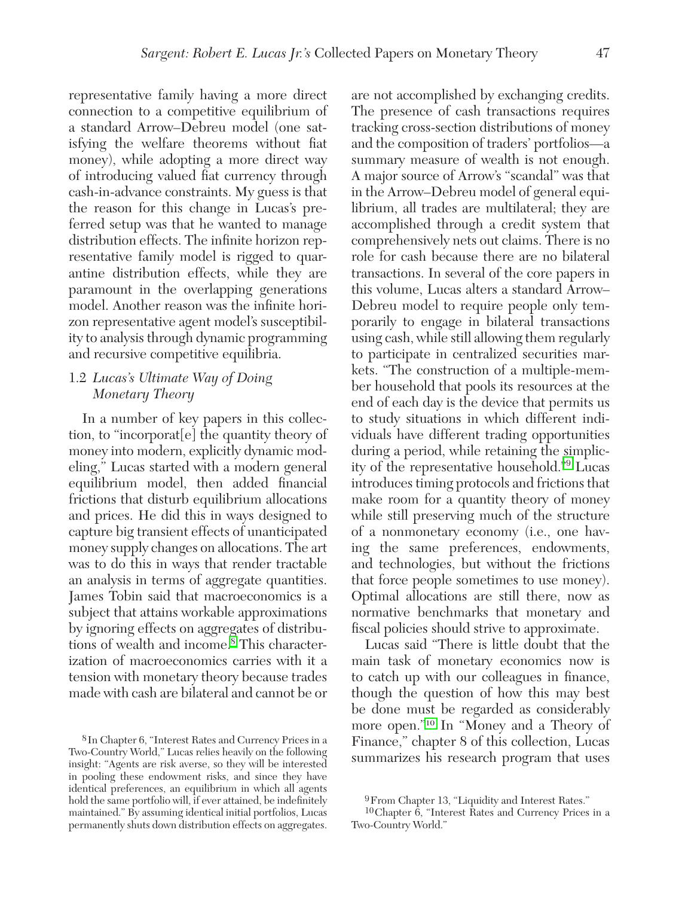representative family having a more direct connection to a competitive equilibrium of a standard Arrow–Debreu model (one satisfying the welfare theorems without fiat money), while adopting a more direct way of introducing valued fiat currency through cash-in-advance constraints. My guess is that the reason for this change in Lucas's preferred setup was that he wanted to manage distribution effects. The infinite horizon representative family model is rigged to quarantine distribution effects, while they are paramount in the overlapping generations model. Another reason was the infinite horizon representative agent model's susceptibility to analysis through dynamic programming and recursive competitive equilibria.

### 1.2 *Lucas's Ultimate Way of Doing Monetary Theory*

In a number of key papers in this collection, to "incorporat[e] the quantity theory of money into modern, explicitly dynamic modeling," Lucas started with a modern general equilibrium model, then added financial frictions that disturb equilibrium allocations and prices. He did this in ways designed to capture big transient effects of unanticipated money supply changes on allocations. The art was to do this in ways that render tractable an analysis in terms of aggregate quantities. James Tobin said that macroeconomics is a subject that attains workable approximations by ignoring effects on aggregates of distributions of wealth and income.[8] This characterization of macroeconomics carries with it a tension with monetary theory because trades made with cash are bilateral and cannot be or are not accomplished by exchanging credits. The presence of cash transactions requires tracking cross-section distributions of money and the composition of traders' portfolios—a summary measure of wealth is not enough. A major source of Arrow's "scandal" was that in the Arrow–Debreu model of general equilibrium, all trades are multilateral; they are accomplished through a credit system that comprehensively nets out claims. There is no role for cash because there are no bilateral transactions. In several of the core papers in this volume, Lucas alters a standard Arrow–Debreu model to require people only temporarily to engage in bilateral transactions using cash, while still allowing them regularly to participate in centralized securities markets. "The construction of a multiple-member household that pools its resources at the end of each day is the device that permits us to study situations in which different individuals have different trading opportunities during a period, while retaining the simplicity of the representative household."[9] Lucas introduces timing protocols and frictions that make room for a quantity theory of money while still preserving much of the structure of a nonmonetary economy (i.e., one having the same preferences, endowments, and technologies, but without the frictions that force people sometimes to use money). Optimal allocations are still there, now as normative benchmarks that monetary and fiscal policies should strive to approximate.

Lucas said "There is little doubt that the main task of monetary economics now is to catch up with our colleagues in finance, though the question of how this may best be done must be regarded as considerably more open."[10] In "Money and a Theory of Finance," chapter 8 of this collection, Lucas summarizes his research program that uses

[8] In Chapter 6, "Interest Rates and Currency Prices in a Two-Country World," Lucas relies heavily on the following insight: "Agents are risk averse, so they will be interested in pooling these endowment risks, and since they have identical preferences, an equilibrium in which all agents hold the same portfolio will, if ever attained, be indefinitely maintained." By assuming identical initial portfolios, Lucas permanently shuts down distribution effects on aggregates.

[9] From Chapter 13, "Liquidity and Interest Rates."

[10] Chapter 6, "Interest Rates and Currency Prices in a Two-Country World."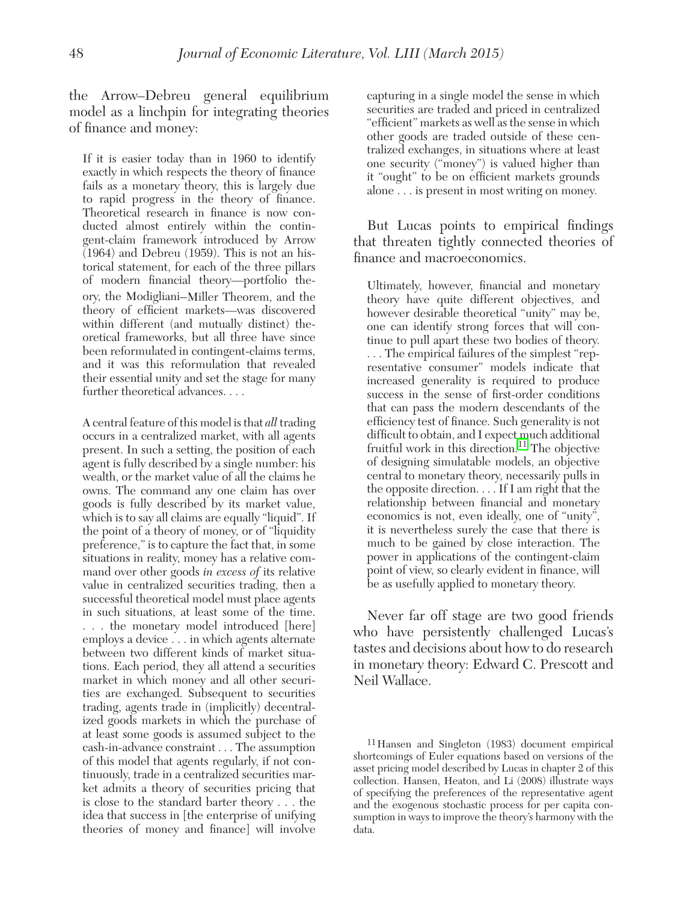the Arrow–Debreu general equilibrium model as a linchpin for integrating theories of finance and money:

> If it is easier today than in 1960 to identify exactly in which respects the theory of finance fails as a monetary theory, this is largely due to rapid progress in the theory of finance. Theoretical research in finance is now conducted almost entirely within the contingent-claim framework introduced by Arrow (1964) and Debreu (1959). This is not an historical statement, for each of the three pillars of modern financial theory—portfolio theory, the Modigliani–Miller Theorem, and the theory of efficient markets—was discovered within different (and mutually distinct) theoretical frameworks, but all three have since been reformulated in contingent-claims terms, and it was this reformulation that revealed their essential unity and set the stage for many further theoretical advances. . . .
>
> A central feature of this model is that *all* trading occurs in a centralized market, with all agents present. In such a setting, the position of each agent is fully described by a single number: his wealth, or the market value of all the claims he owns. The command any one claim has over goods is fully described by its market value, which is to say all claims are equally "liquid". If the point of a theory of money, or of "liquidity preference," is to capture the fact that, in some situations in reality, money has a relative command over other goods *in excess of* its relative value in centralized securities trading, then a successful theoretical model must place agents in such situations, at least some of the time. . . . the monetary model introduced [here] employs a device . . . in which agents alternate between two different kinds of market situations. Each period, they all attend a securities market in which money and all other securities are exchanged. Subsequent to securities trading, agents trade in (implicitly) decentralized goods markets in which the purchase of at least some goods is assumed subject to the cash-in-advance constraint . . . The assumption of this model that agents regularly, if not continuously, trade in a centralized securities market admits a theory of securities pricing that is close to the standard barter theory . . . the idea that success in [the enterprise of unifying theories of money and finance] will involve capturing in a single model the sense in which securities are traded and priced in centralized "efficient" markets as well as the sense in which other goods are traded outside of these centralized exchanges, in situations where at least one security ("money") is valued higher than it "ought" to be on efficient markets grounds alone . . . is present in most writing on money.

But Lucas points to empirical findings that threaten tightly connected theories of finance and macroeconomics.

> Ultimately, however, financial and monetary theory have quite different objectives, and however desirable theoretical "unity" may be, one can identify strong forces that will continue to pull apart these two bodies of theory. . . . The empirical failures of the simplest "representative consumer" models indicate that increased generality is required to produce success in the sense of first-order conditions that can pass the modern descendants of the efficiency test of finance. Such generality is not difficult to obtain, and I expect much additional fruitful work in this direction.[11] The objective of designing simulatable models, an objective central to monetary theory, necessarily pulls in the opposite direction. . . . If I am right that the relationship between financial and monetary economics is not, even ideally, one of "unity", it is nevertheless surely the case that there is much to be gained by close interaction. The power in applications of the contingent-claim point of view, so clearly evident in finance, will be as usefully applied to monetary theory.

Never far off stage are two good friends who have persistently challenged Lucas's tastes and decisions about how to do research in monetary theory: Edward C. Prescott and Neil Wallace.

[11] Hansen and Singleton (1983) document empirical shortcomings of Euler equations based on versions of the asset pricing model described by Lucas in chapter 2 of this collection. Hansen, Heaton, and Li (2008) illustrate ways of specifying the preferences of the representative agent and the exogenous stochastic process for per capita consumption in ways to improve the theory's harmony with the data.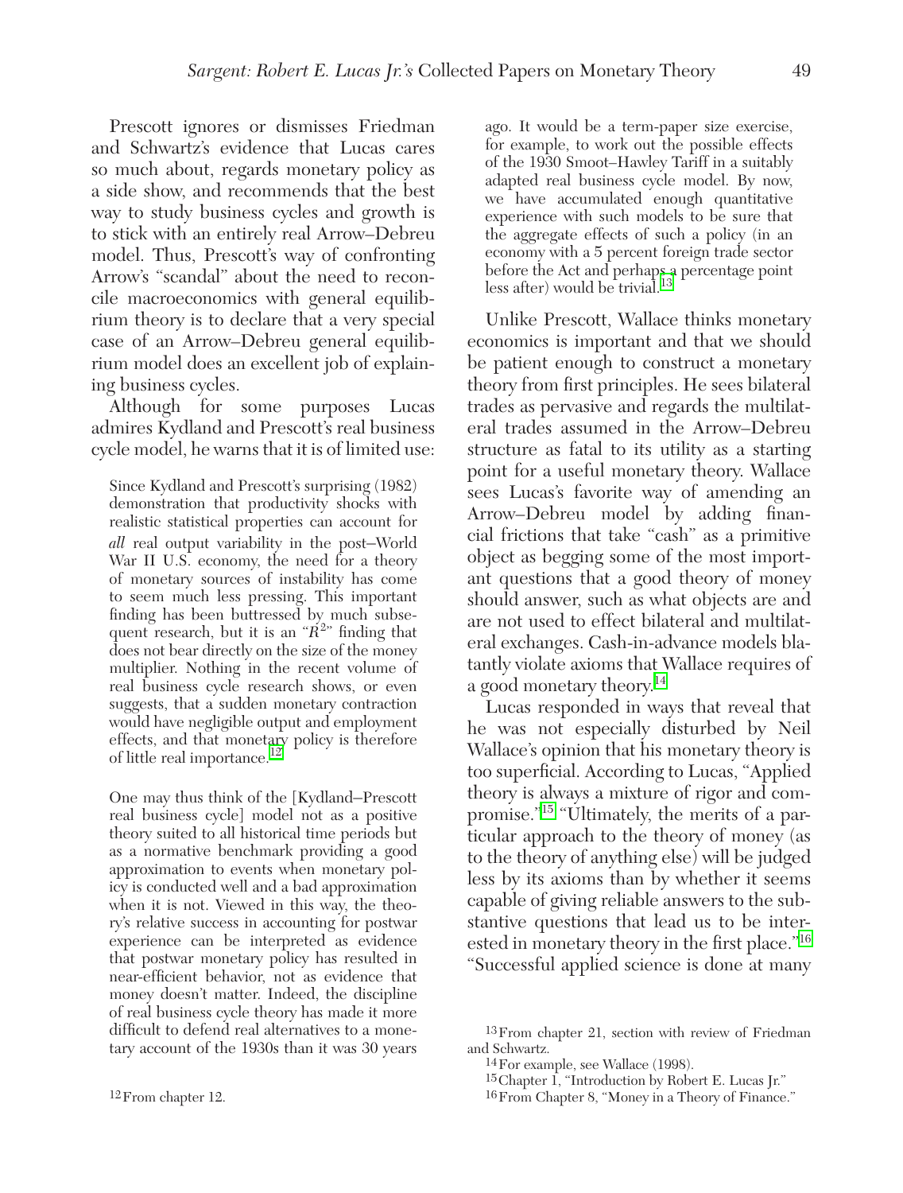Prescott ignores or dismisses Friedman and Schwartz's evidence that Lucas cares so much about, regards monetary policy as a side show, and recommends that the best way to study business cycles and growth is to stick with an entirely real Arrow–Debreu model. Thus, Prescott's way of confronting Arrow's "scandal" about the need to reconcile macroeconomics with general equilibrium theory is to declare that a very special case of an Arrow–Debreu general equilibrium model does an excellent job of explaining business cycles.

Although for some purposes Lucas admires Kydland and Prescott's real business cycle model, he warns that it is of limited use:

> Since Kydland and Prescott's surprising (1982) demonstration that productivity shocks with realistic statistical properties can account for *all* real output variability in the post–World War II U.S. economy, the need for a theory of monetary sources of instability has come to seem much less pressing. This important finding has been buttressed by much subsequent research, but it is an "$R^2$" finding that does not bear directly on the size of the money multiplier. Nothing in the recent volume of real business cycle research shows, or even suggests, that a sudden monetary contraction would have negligible output and employment effects, and that monetary policy is therefore of little real importance.[12]

> One may thus think of the [Kydland–Prescott real business cycle] model not as a positive theory suited to all historical time periods but as a normative benchmark providing a good approximation to events when monetary policy is conducted well and a bad approximation when it is not. Viewed in this way, the theory's relative success in accounting for postwar experience can be interpreted as evidence that postwar monetary policy has resulted in near-efficient behavior, not as evidence that money doesn't matter. Indeed, the discipline of real business cycle theory has made it more difficult to defend real alternatives to a monetary account of the 1930s than it was 30 years ago. It would be a term-paper size exercise, for example, to work out the possible effects of the 1930 Smoot–Hawley Tariff in a suitably adapted real business cycle model. By now, we have accumulated enough quantitative experience with such models to be sure that the aggregate effects of such a policy (in an economy with a 5 percent foreign trade sector before the Act and perhaps a percentage point less after) would be trivial.[13]

Unlike Prescott, Wallace thinks monetary economics is important and that we should be patient enough to construct a monetary theory from first principles. He sees bilateral trades as pervasive and regards the multilateral trades assumed in the Arrow–Debreu structure as fatal to its utility as a starting point for a useful monetary theory. Wallace sees Lucas's favorite way of amending an Arrow–Debreu model by adding financial frictions that take "cash" as a primitive object as begging some of the most important questions that a good theory of money should answer, such as what objects are and are not used to effect bilateral and multilateral exchanges. Cash-in-advance models blatantly violate axioms that Wallace requires of a good monetary theory.[14]

Lucas responded in ways that reveal that he was not especially disturbed by Neil Wallace's opinion that his monetary theory is too superficial. According to Lucas, "Applied theory is always a mixture of rigor and compromise."[15] "Ultimately, the merits of a particular approach to the theory of money (as to the theory of anything else) will be judged less by its axioms than by whether it seems capable of giving reliable answers to the substantive questions that lead us to be interested in monetary theory in the first place."[16] "Successful applied science is done at many

---

[12] From chapter 12.

[13] From chapter 21, section with review of Friedman and Schwartz.

[14] For example, see Wallace (1998).

[15] Chapter 1, "Introduction by Robert E. Lucas Jr."

[16] From Chapter 8, "Money in a Theory of Finance."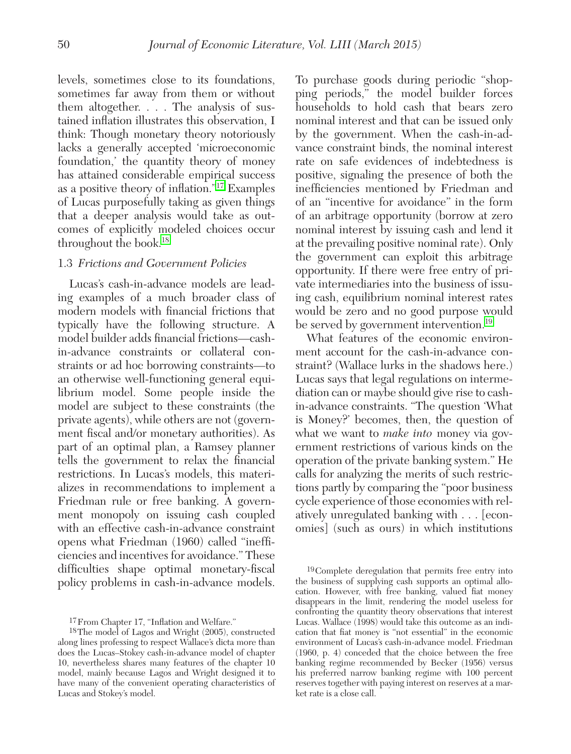levels, sometimes close to its foundations, sometimes far away from them or without them altogether. . . . The analysis of sustained inflation illustrates this observation, I think: Though monetary theory notoriously lacks a generally accepted 'microeconomic foundation,' the quantity theory of money has attained considerable empirical success as a positive theory of inflation."[17] Examples of Lucas purposefully taking as given things that a deeper analysis would take as outcomes of explicitly modeled choices occur throughout the book.[18]

### 1.3 *Frictions and Government Policies*

Lucas's cash-in-advance models are leading examples of a much broader class of modern models with financial frictions that typically have the following structure. A model builder adds financial frictions—cash-in-advance constraints or collateral constraints or ad hoc borrowing constraints—to an otherwise well-functioning general equilibrium model. Some people inside the model are subject to these constraints (the private agents), while others are not (government fiscal and/or monetary authorities). As part of an optimal plan, a Ramsey planner tells the government to relax the financial restrictions. In Lucas's models, this materializes in recommendations to implement a Friedman rule or free banking. A government monopoly on issuing cash coupled with an effective cash-in-advance constraint opens what Friedman (1960) called "inefficiencies and incentives for avoidance." These difficulties shape optimal monetary-fiscal policy problems in cash-in-advance models. To purchase goods during periodic "shopping periods," the model builder forces households to hold cash that bears zero nominal interest and that can be issued only by the government. When the cash-in-advance constraint binds, the nominal interest rate on safe evidences of indebtedness is positive, signaling the presence of both the inefficiencies mentioned by Friedman and of an "incentive for avoidance" in the form of an arbitrage opportunity (borrow at zero nominal interest by issuing cash and lend it at the prevailing positive nominal rate). Only the government can exploit this arbitrage opportunity. If there were free entry of private intermediaries into the business of issuing cash, equilibrium nominal interest rates would be zero and no good purpose would be served by government intervention.[19]

What features of the economic environment account for the cash-in-advance constraint? (Wallace lurks in the shadows here.) Lucas says that legal regulations on intermediation can or maybe should give rise to cash-in-advance constraints. "The question 'What is Money?' becomes, then, the question of what we want to *make into* money via government restrictions of various kinds on the operation of the private banking system." He calls for analyzing the merits of such restrictions partly by comparing the "poor business cycle experience of those economies with relatively unregulated banking with . . . [economies] (such as ours) in which institutions

---

[17] From Chapter 17, "Inflation and Welfare."

[18] The model of Lagos and Wright (2005), constructed along lines professing to respect Wallace's dicta more than does the Lucas–Stokey cash-in-advance model of chapter 10, nevertheless shares many features of the chapter 10 model, mainly because Lagos and Wright designed it to have many of the convenient operating characteristics of Lucas and Stokey's model.

[19] Complete deregulation that permits free entry into the business of supplying cash supports an optimal allocation. However, with free banking, valued fiat money disappears in the limit, rendering the model useless for confronting the quantity theory observations that interest Lucas. Wallace (1998) would take this outcome as an indication that fiat money is "not essential" in the economic environment of Lucas's cash-in-advance model. Friedman (1960, p. 4) conceded that the choice between the free banking regime recommended by Becker (1956) versus his preferred narrow banking regime with 100 percent reserves together with paying interest on reserves at a market rate is a close call.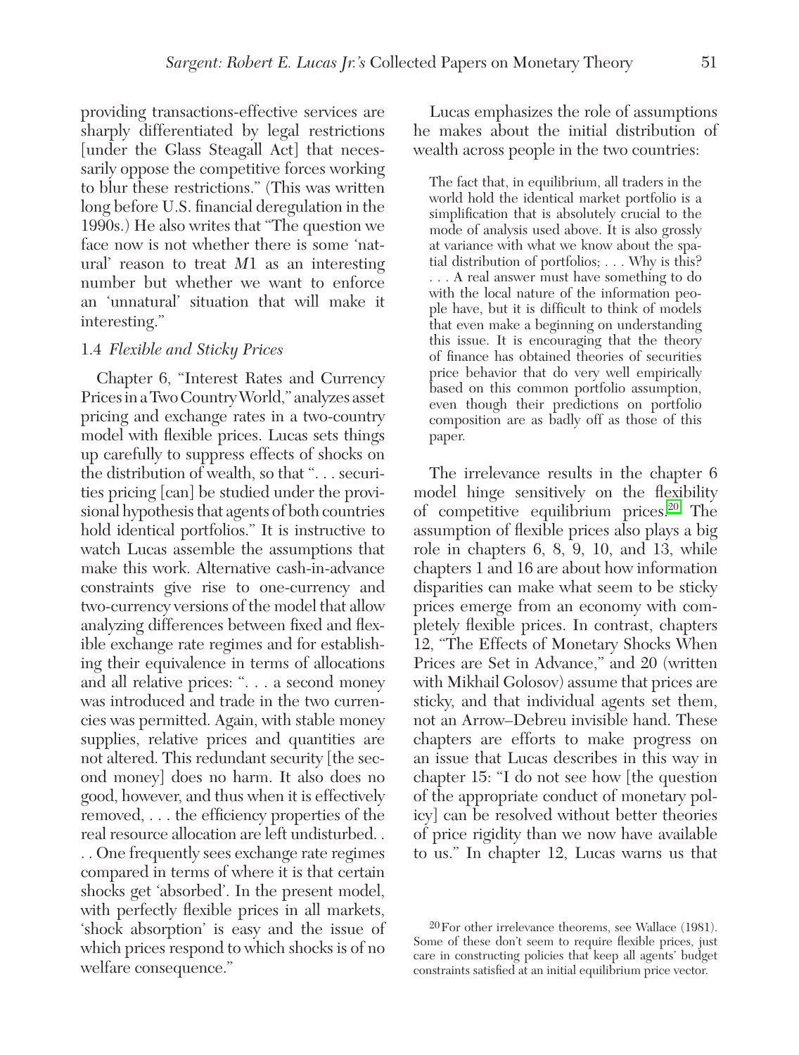providing transactions-effective services are sharply differentiated by legal restrictions [under the Glass Steagall Act] that necessarily oppose the competitive forces working to blur these restrictions." (This was written long before U.S. financial deregulation in the 1990s.) He also writes that "The question we face now is not whether there is some 'natural' reason to treat *M*1 as an interesting number but whether we want to enforce an 'unnatural' situation that will make it interesting."

### 1.4 *Flexible and Sticky Prices*

Chapter 6, "Interest Rates and Currency Prices in a Two Country World," analyzes asset pricing and exchange rates in a two-country model with flexible prices. Lucas sets things up carefully to suppress effects of shocks on the distribution of wealth, so that ". . . securities pricing [can] be studied under the provisional hypothesis that agents of both countries hold identical portfolios." It is instructive to watch Lucas assemble the assumptions that make this work. Alternative cash-in-advance constraints give rise to one-currency and two-currency versions of the model that allow analyzing differences between fixed and flexible exchange rate regimes and for establishing their equivalence in terms of allocations and all relative prices: ". . . a second money was introduced and trade in the two currencies was permitted. Again, with stable money supplies, relative prices and quantities are not altered. This redundant security [the second money] does no harm. It also does no good, however, and thus when it is effectively removed, . . . the efficiency properties of the real resource allocation are left undisturbed. . . . One frequently sees exchange rate regimes compared in terms of where it is that certain shocks get 'absorbed'. In the present model, with perfectly flexible prices in all markets, 'shock absorption' is easy and the issue of which prices respond to which shocks is of no welfare consequence."

Lucas emphasizes the role of assumptions he makes about the initial distribution of wealth across people in the two countries:

> The fact that, in equilibrium, all traders in the world hold the identical market portfolio is a simplification that is absolutely crucial to the mode of analysis used above. It is also grossly at variance with what we know about the spatial distribution of portfolios; . . . Why is this? . . . A real answer must have something to do with the local nature of the information people have, but it is difficult to think of models that even make a beginning on understanding this issue. It is encouraging that the theory of finance has obtained theories of securities price behavior that do very well empirically based on this common portfolio assumption, even though their predictions on portfolio composition are as badly off as those of this paper.

The irrelevance results in the chapter 6 model hinge sensitively on the flexibility of competitive equilibrium prices.[20] The assumption of flexible prices also plays a big role in chapters 6, 8, 9, 10, and 13, while chapters 1 and 16 are about how information disparities can make what seem to be sticky prices emerge from an economy with completely flexible prices. In contrast, chapters 12, "The Effects of Monetary Shocks When Prices are Set in Advance," and 20 (written with Mikhail Golosov) assume that prices are sticky, and that individual agents set them, not an Arrow–Debreu invisible hand. These chapters are efforts to make progress on an issue that Lucas describes in this way in chapter 15: "I do not see how [the question of the appropriate conduct of monetary policy] can be resolved without better theories of price rigidity than we now have available to us." In chapter 12, Lucas warns us that

[20] For other irrelevance theorems, see Wallace (1981). Some of these don't seem to require flexible prices, just care in constructing policies that keep all agents' budget constraints satisfied at an initial equilibrium price vector.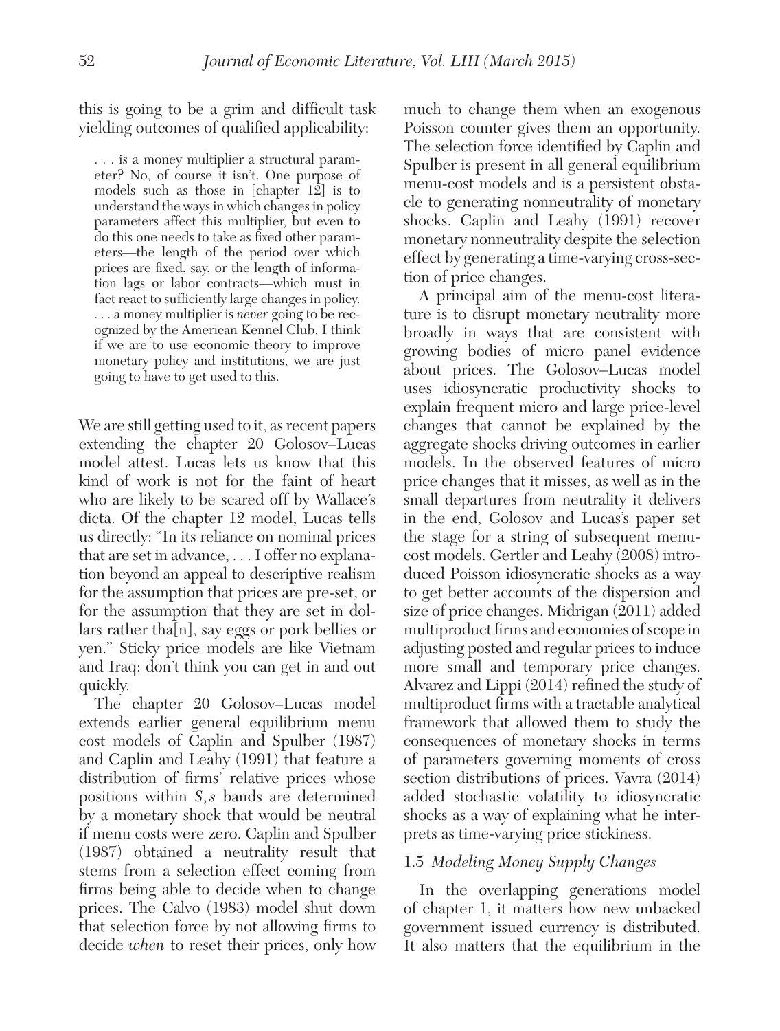this is going to be a grim and difficult task yielding outcomes of qualified applicability:

> . . . is a money multiplier a structural parameter? No, of course it isn't. One purpose of models such as those in [chapter 12] is to understand the ways in which changes in policy parameters affect this multiplier, but even to do this one needs to take as fixed other parameters—the length of the period over which prices are fixed, say, or the length of information lags or labor contracts—which must in fact react to sufficiently large changes in policy. . . . a money multiplier is *never* going to be recognized by the American Kennel Club. I think if we are to use economic theory to improve monetary policy and institutions, we are just going to have to get used to this.

We are still getting used to it, as recent papers extending the chapter 20 Golosov–Lucas model attest. Lucas lets us know that this kind of work is not for the faint of heart who are likely to be scared off by Wallace's dicta. Of the chapter 12 model, Lucas tells us directly: "In its reliance on nominal prices that are set in advance, . . . I offer no explanation beyond an appeal to descriptive realism for the assumption that prices are pre-set, or for the assumption that they are set in dollars rather tha[n], say eggs or pork bellies or yen." Sticky price models are like Vietnam and Iraq: don't think you can get in and out quickly.

The chapter 20 Golosov–Lucas model extends earlier general equilibrium menu cost models of Caplin and Spulber (1987) and Caplin and Leahy (1991) that feature a distribution of firms' relative prices whose positions within $S, s$ bands are determined by a monetary shock that would be neutral if menu costs were zero. Caplin and Spulber (1987) obtained a neutrality result that stems from a selection effect coming from firms being able to decide when to change prices. The Calvo (1983) model shut down that selection force by not allowing firms to decide *when* to reset their prices, only how much to change them when an exogenous Poisson counter gives them an opportunity. The selection force identified by Caplin and Spulber is present in all general equilibrium menu-cost models and is a persistent obstacle to generating nonneutrality of monetary shocks. Caplin and Leahy (1991) recover monetary nonneutrality despite the selection effect by generating a time-varying cross-section of price changes.

A principal aim of the menu-cost literature is to disrupt monetary neutrality more broadly in ways that are consistent with growing bodies of micro panel evidence about prices. The Golosov–Lucas model uses idiosyncratic productivity shocks to explain frequent micro and large price-level changes that cannot be explained by the aggregate shocks driving outcomes in earlier models. In the observed features of micro price changes that it misses, as well as in the small departures from neutrality it delivers in the end, Golosov and Lucas's paper set the stage for a string of subsequent menu-cost models. Gertler and Leahy (2008) introduced Poisson idiosyncratic shocks as a way to get better accounts of the dispersion and size of price changes. Midrigan (2011) added multiproduct firms and economies of scope in adjusting posted and regular prices to induce more small and temporary price changes. Alvarez and Lippi (2014) refined the study of multiproduct firms with a tractable analytical framework that allowed them to study the consequences of monetary shocks in terms of parameters governing moments of cross section distributions of prices. Vavra (2014) added stochastic volatility to idiosyncratic shocks as a way of explaining what he interprets as time-varying price stickiness.

### 1.5 *Modeling Money Supply Changes*

In the overlapping generations model of chapter 1, it matters how new unbacked government issued currency is distributed. It also matters that the equilibrium in the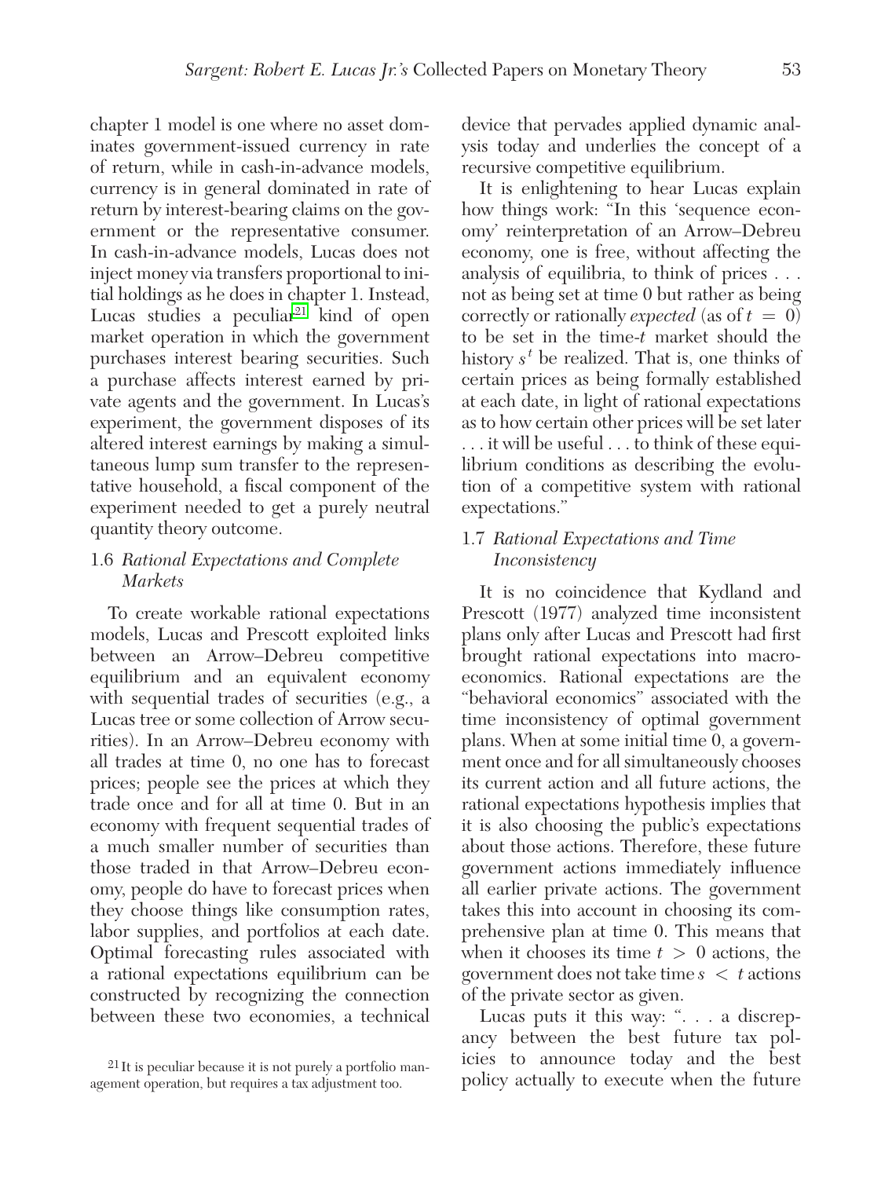chapter 1 model is one where no asset dominates government-issued currency in rate of return, while in cash-in-advance models, currency is in general dominated in rate of return by interest-bearing claims on the government or the representative consumer. In cash-in-advance models, Lucas does not inject money via transfers proportional to initial holdings as he does in chapter 1. Instead, Lucas studies a peculiar[21] kind of open market operation in which the government purchases interest bearing securities. Such a purchase affects interest earned by private agents and the government. In Lucas's experiment, the government disposes of its altered interest earnings by making a simultaneous lump sum transfer to the representative household, a fiscal component of the experiment needed to get a purely neutral quantity theory outcome.

### 1.6 *Rational Expectations and Complete Markets*

To create workable rational expectations models, Lucas and Prescott exploited links between an Arrow–Debreu competitive equilibrium and an equivalent economy with sequential trades of securities (e.g., a Lucas tree or some collection of Arrow securities). In an Arrow–Debreu economy with all trades at time 0, no one has to forecast prices; people see the prices at which they trade once and for all at time 0. But in an economy with frequent sequential trades of a much smaller number of securities than those traded in that Arrow–Debreu economy, people do have to forecast prices when they choose things like consumption rates, labor supplies, and portfolios at each date. Optimal forecasting rules associated with a rational expectations equilibrium can be constructed by recognizing the connection between these two economies, a technical device that pervades applied dynamic analysis today and underlies the concept of a recursive competitive equilibrium.

It is enlightening to hear Lucas explain how things work: "In this 'sequence economy' reinterpretation of an Arrow–Debreu economy, one is free, without affecting the analysis of equilibria, to think of prices . . . not as being set at time 0 but rather as being correctly or rationally *expected* (as of $t = 0$) to be set in the time-$t$ market should the history $s^t$ be realized. That is, one thinks of certain prices as being formally established at each date, in light of rational expectations as to how certain other prices will be set later . . . it will be useful . . . to think of these equilibrium conditions as describing the evolution of a competitive system with rational expectations."

### 1.7 *Rational Expectations and Time Inconsistency*

It is no coincidence that Kydland and Prescott (1977) analyzed time inconsistent plans only after Lucas and Prescott had first brought rational expectations into macroeconomics. Rational expectations are the "behavioral economics" associated with the time inconsistency of optimal government plans. When at some initial time 0, a government once and for all simultaneously chooses its current action and all future actions, the rational expectations hypothesis implies that it is also choosing the public's expectations about those actions. Therefore, these future government actions immediately influence all earlier private actions. The government takes this into account in choosing its comprehensive plan at time 0. This means that when it chooses its time $t > 0$ actions, the government does not take time $s < t$ actions of the private sector as given.

Lucas puts it this way: ". . . a discrepancy between the best future tax policies to announce today and the best policy actually to execute when the future

[21] It is peculiar because it is not purely a portfolio management operation, but requires a tax adjustment too.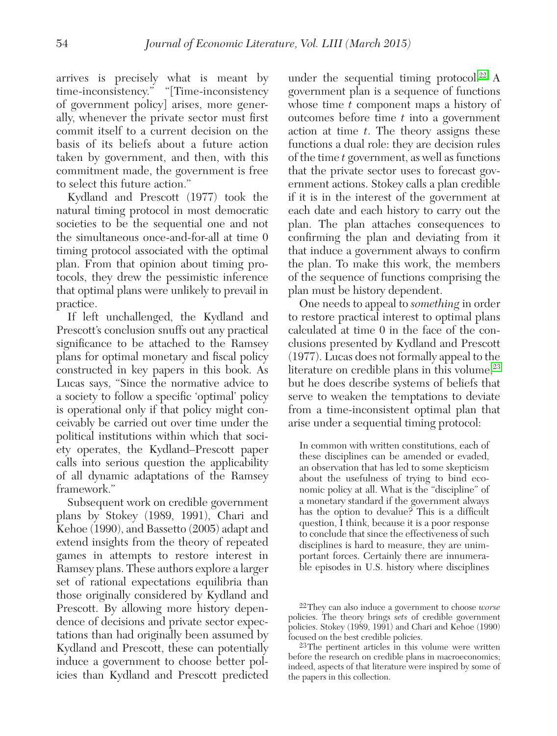arrives is precisely what is meant by time-inconsistency." "[Time-inconsistency of government policy] arises, more generally, whenever the private sector must first commit itself to a current decision on the basis of its beliefs about a future action taken by government, and then, with this commitment made, the government is free to select this future action."

Kydland and Prescott (1977) took the natural timing protocol in most democratic societies to be the sequential one and not the simultaneous once-and-for-all at time 0 timing protocol associated with the optimal plan. From that opinion about timing protocols, they drew the pessimistic inference that optimal plans were unlikely to prevail in practice.

If left unchallenged, the Kydland and Prescott's conclusion snuffs out any practical significance to be attached to the Ramsey plans for optimal monetary and fiscal policy constructed in key papers in this book. As Lucas says, "Since the normative advice to a society to follow a specific 'optimal' policy is operational only if that policy might conceivably be carried out over time under the political institutions within which that society operates, the Kydland–Prescott paper calls into serious question the applicability of all dynamic adaptations of the Ramsey framework."

Subsequent work on credible government plans by Stokey (1989, 1991), Chari and Kehoe (1990), and Bassetto (2005) adapt and extend insights from the theory of repeated games in attempts to restore interest in Ramsey plans. These authors explore a larger set of rational expectations equilibria than those originally considered by Kydland and Prescott. By allowing more history dependence of decisions and private sector expectations than had originally been assumed by Kydland and Prescott, these can potentially induce a government to choose better policies than Kydland and Prescott predicted under the sequential timing protocol.[22] A government plan is a sequence of functions whose time $t$ component maps a history of outcomes before time $t$ into a government action at time $t$. The theory assigns these functions a dual role: they are decision rules of the time $t$ government, as well as functions that the private sector uses to forecast government actions. Stokey calls a plan credible if it is in the interest of the government at each date and each history to carry out the plan. The plan attaches consequences to confirming the plan and deviating from it that induce a government always to confirm the plan. To make this work, the members of the sequence of functions comprising the plan must be history dependent.

One needs to appeal to *something* in order to restore practical interest to optimal plans calculated at time 0 in the face of the conclusions presented by Kydland and Prescott (1977). Lucas does not formally appeal to the literature on credible plans in this volume,[23] but he does describe systems of beliefs that serve to weaken the temptations to deviate from a time-inconsistent optimal plan that arise under a sequential timing protocol:

> In common with written constitutions, each of these disciplines can be amended or evaded, an observation that has led to some skepticism about the usefulness of trying to bind economic policy at all. What is the "discipline" of a monetary standard if the government always has the option to devalue? This is a difficult question, I think, because it is a poor response to conclude that since the effectiveness of such disciplines is hard to measure, they are unimportant forces. Certainly there are innumerable episodes in U.S. history where disciplines

[22] They can also induce a government to choose *worse* policies. The theory brings *sets* of credible government policies. Stokey (1989, 1991) and Chari and Kehoe (1990) focused on the best credible policies.

[23] The pertinent articles in this volume were written before the research on credible plans in macroeconomics; indeed, aspects of that literature were inspired by some of the papers in this collection.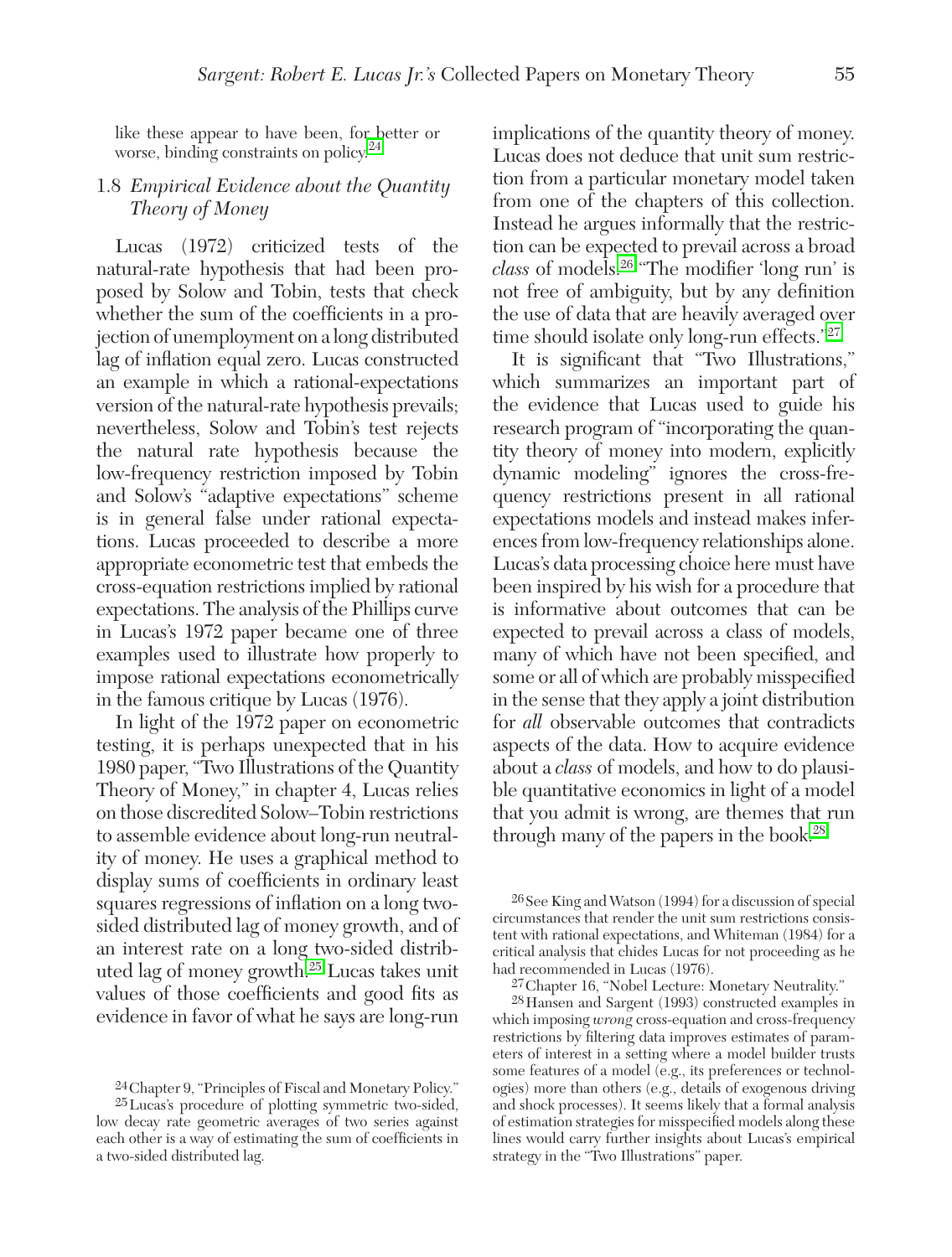like these appear to have been, for better or worse, binding constraints on policy.[24]

### 1.8 *Empirical Evidence about the Quantity Theory of Money*

Lucas (1972) criticized tests of the natural-rate hypothesis that had been proposed by Solow and Tobin, tests that check whether the sum of the coefficients in a projection of unemployment on a long distributed lag of inflation equal zero. Lucas constructed an example in which a rational-expectations version of the natural-rate hypothesis prevails; nevertheless, Solow and Tobin's test rejects the natural rate hypothesis because the low-frequency restriction imposed by Tobin and Solow's "adaptive expectations" scheme is in general false under rational expectations. Lucas proceeded to describe a more appropriate econometric test that embeds the cross-equation restrictions implied by rational expectations. The analysis of the Phillips curve in Lucas's 1972 paper became one of three examples used to illustrate how properly to impose rational expectations econometrically in the famous critique by Lucas (1976).

In light of the 1972 paper on econometric testing, it is perhaps unexpected that in his 1980 paper, "Two Illustrations of the Quantity Theory of Money," in chapter 4, Lucas relies on those discredited Solow–Tobin restrictions to assemble evidence about long-run neutrality of money. He uses a graphical method to display sums of coefficients in ordinary least squares regressions of inflation on a long two-sided distributed lag of money growth, and of an interest rate on a long two-sided distributed lag of money growth.[25] Lucas takes unit values of those coefficients and good fits as evidence in favor of what he says are long-run implications of the quantity theory of money. Lucas does not deduce that unit sum restriction from a particular monetary model taken from one of the chapters of this collection. Instead he argues informally that the restriction can be expected to prevail across a broad *class* of models.[26] "The modifier 'long run' is not free of ambiguity, but by any definition the use of data that are heavily averaged over time should isolate only long-run effects."[27]

It is significant that "Two Illustrations," which summarizes an important part of the evidence that Lucas used to guide his research program of "incorporating the quantity theory of money into modern, explicitly dynamic modeling" ignores the cross-frequency restrictions present in all rational expectations models and instead makes inferences from low-frequency relationships alone. Lucas's data processing choice here must have been inspired by his wish for a procedure that is informative about outcomes that can be expected to prevail across a class of models, many of which have not been specified, and some or all of which are probably misspecified in the sense that they apply a joint distribution for *all* observable outcomes that contradicts aspects of the data. How to acquire evidence about a *class* of models, and how to do plausible quantitative economics in light of a model that you admit is wrong, are themes that run through many of the papers in the book.[28]

---

[24] Chapter 9, "Principles of Fiscal and Monetary Policy."

[25] Lucas's procedure of plotting symmetric two-sided, low decay rate geometric averages of two series against each other is a way of estimating the sum of coefficients in a two-sided distributed lag.

[26] See King and Watson (1994) for a discussion of special circumstances that render the unit sum restrictions consistent with rational expectations, and Whiteman (1984) for a critical analysis that chides Lucas for not proceeding as he had recommended in Lucas (1976).

[27] Chapter 16, "Nobel Lecture: Monetary Neutrality."

[28] Hansen and Sargent (1993) constructed examples in which imposing *wrong* cross-equation and cross-frequency restrictions by filtering data improves estimates of parameters of interest in a setting where a model builder trusts some features of a model (e.g., its preferences or technologies) more than others (e.g., details of exogenous driving and shock processes). It seems likely that a formal analysis of estimation strategies for misspecified models along these lines would carry further insights about Lucas's empirical strategy in the "Two Illustrations" paper.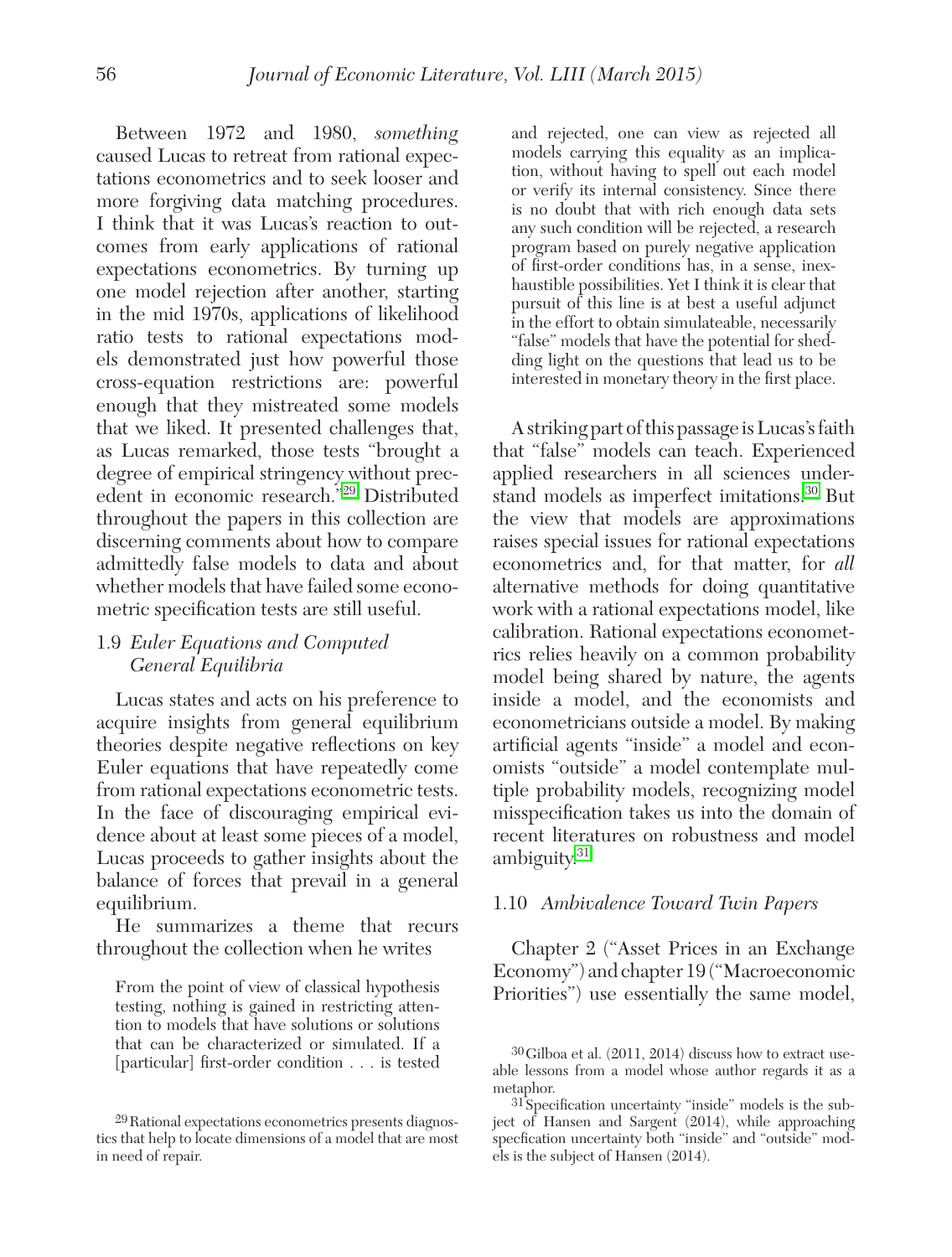Between 1972 and 1980, *something* caused Lucas to retreat from rational expectations econometrics and to seek looser and more forgiving data matching procedures. I think that it was Lucas's reaction to outcomes from early applications of rational expectations econometrics. By turning up one model rejection after another, starting in the mid 1970s, applications of likelihood ratio tests to rational expectations models demonstrated just how powerful those cross-equation restrictions are: powerful enough that they mistreated some models that we liked. It presented challenges that, as Lucas remarked, those tests "brought a degree of empirical stringency without precedent in economic research."[29] Distributed throughout the papers in this collection are discerning comments about how to compare admittedly false models to data and about whether models that have failed some econometric specification tests are still useful.

### 1.9 *Euler Equations and Computed General Equilibria*

Lucas states and acts on his preference to acquire insights from general equilibrium theories despite negative reflections on key Euler equations that have repeatedly come from rational expectations econometric tests. In the face of discouraging empirical evidence about at least some pieces of a model, Lucas proceeds to gather insights about the balance of forces that prevail in a general equilibrium.

He summarizes a theme that recurs throughout the collection when he writes

> From the point of view of classical hypothesis testing, nothing is gained in restricting attention to models that have solutions or solutions that can be characterized or simulated. If a [particular] first-order condition . . . is tested and rejected, one can view as rejected all models carrying this equality as an implication, without having to spell out each model or verify its internal consistency. Since there is no doubt that with rich enough data sets any such condition will be rejected, a research program based on purely negative application of first-order conditions has, in a sense, inexhaustible possibilities. Yet I think it is clear that pursuit of this line is at best a useful adjunct in the effort to obtain simulateable, necessarily "false" models that have the potential for shedding light on the questions that lead us to be interested in monetary theory in the first place.

A striking part of this passage is Lucas's faith that "false" models can teach. Experienced applied researchers in all sciences understand models as imperfect imitations.[30] But the view that models are approximations raises special issues for rational expectations econometrics and, for that matter, for *all* alternative methods for doing quantitative work with a rational expectations model, like calibration. Rational expectations econometrics relies heavily on a common probability model being shared by nature, the agents inside a model, and the economists and econometricians outside a model. By making artificial agents "inside" a model and economists "outside" a model contemplate multiple probability models, recognizing model misspecification takes us into the domain of recent literatures on robustness and model ambiguity.[31]

### 1.10 *Ambivalence Toward Twin Papers*

Chapter 2 ("Asset Prices in an Exchange Economy") and chapter 19 ("Macroeconomic Priorities") use essentially the same model,

---

[29] Rational expectations econometrics presents diagnostics that help to locate dimensions of a model that are most in need of repair.

[30] Gilboa et al. (2011, 2014) discuss how to extract useable lessons from a model whose author regards it as a metaphor.

[31] Specification uncertainty "inside" models is the subject of Hansen and Sargent (2014), while approaching specfication uncertainty both "inside" and "outside" models is the subject of Hansen (2014).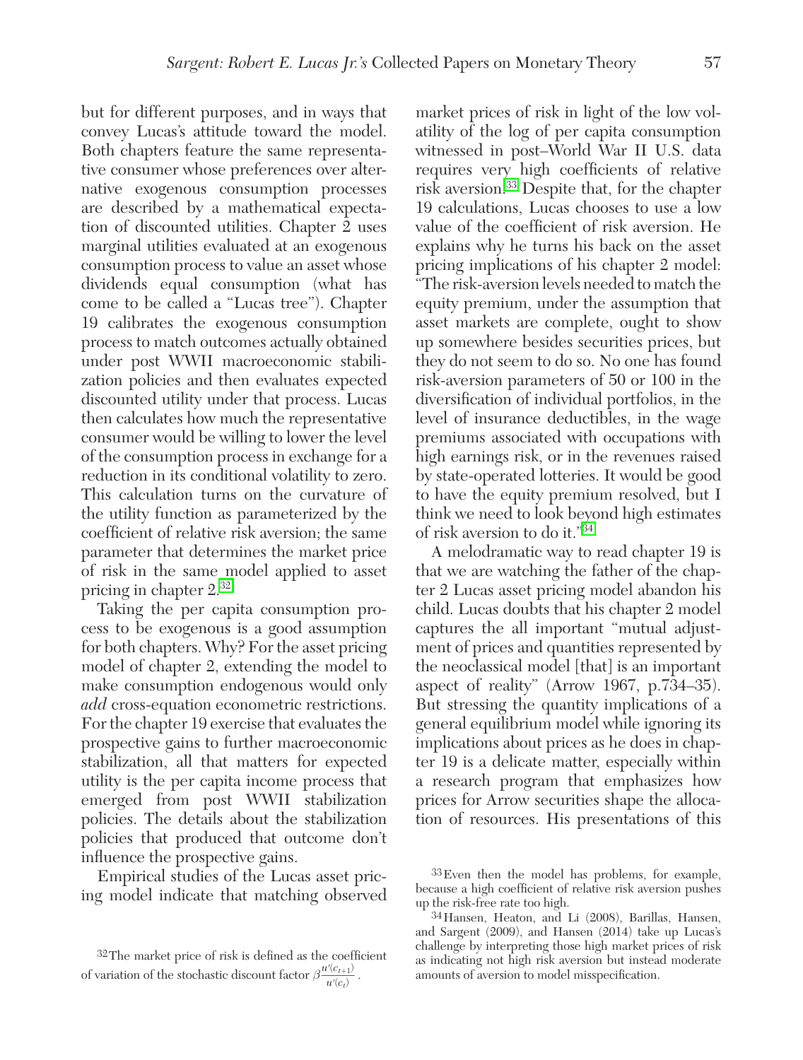but for different purposes, and in ways that convey Lucas's attitude toward the model. Both chapters feature the same representative consumer whose preferences over alternative exogenous consumption processes are described by a mathematical expectation of discounted utilities. Chapter 2 uses marginal utilities evaluated at an exogenous consumption process to value an asset whose dividends equal consumption (what has come to be called a "Lucas tree"). Chapter 19 calibrates the exogenous consumption process to match outcomes actually obtained under post WWII macroeconomic stabilization policies and then evaluates expected discounted utility under that process. Lucas then calculates how much the representative consumer would be willing to lower the level of the consumption process in exchange for a reduction in its conditional volatility to zero. This calculation turns on the curvature of the utility function as parameterized by the coefficient of relative risk aversion; the same parameter that determines the market price of risk in the same model applied to asset pricing in chapter 2.[32]

Taking the per capita consumption process to be exogenous is a good assumption for both chapters. Why? For the asset pricing model of chapter 2, extending the model to make consumption endogenous would only *add* cross-equation econometric restrictions. For the chapter 19 exercise that evaluates the prospective gains to further macroeconomic stabilization, all that matters for expected utility is the per capita income process that emerged from post WWII stabilization policies. The details about the stabilization policies that produced that outcome don't influence the prospective gains.

Empirical studies of the Lucas asset pricing model indicate that matching observed market prices of risk in light of the low volatility of the log of per capita consumption witnessed in post–World War II U.S. data requires very high coefficients of relative risk aversion.[33] Despite that, for the chapter 19 calculations, Lucas chooses to use a low value of the coefficient of risk aversion. He explains why he turns his back on the asset pricing implications of his chapter 2 model: "The risk-aversion levels needed to match the equity premium, under the assumption that asset markets are complete, ought to show up somewhere besides securities prices, but they do not seem to do so. No one has found risk-aversion parameters of 50 or 100 in the diversification of individual portfolios, in the level of insurance deductibles, in the wage premiums associated with occupations with high earnings risk, or in the revenues raised by state-operated lotteries. It would be good to have the equity premium resolved, but I think we need to look beyond high estimates of risk aversion to do it."[34]

A melodramatic way to read chapter 19 is that we are watching the father of the chapter 2 Lucas asset pricing model abandon his child. Lucas doubts that his chapter 2 model captures the all important "mutual adjustment of prices and quantities represented by the neoclassical model [that] is an important aspect of reality" (Arrow 1967, p.734–35). But stressing the quantity implications of a general equilibrium model while ignoring its implications about prices as he does in chapter 19 is a delicate matter, especially within a research program that emphasizes how prices for Arrow securities shape the allocation of resources. His presentations of this

[32] The market price of risk is defined as the coefficient of variation of the stochastic discount factor $\beta \frac{u'(c_{t+1})}{u'(c_t)}$.

[33] Even then the model has problems, for example, because a high coefficient of relative risk aversion pushes up the risk-free rate too high.

[34] Hansen, Heaton, and Li (2008), Barillas, Hansen, and Sargent (2009), and Hansen (2014) take up Lucas's challenge by interpreting those high market prices of risk as indicating not high risk aversion but instead moderate amounts of aversion to model misspecification.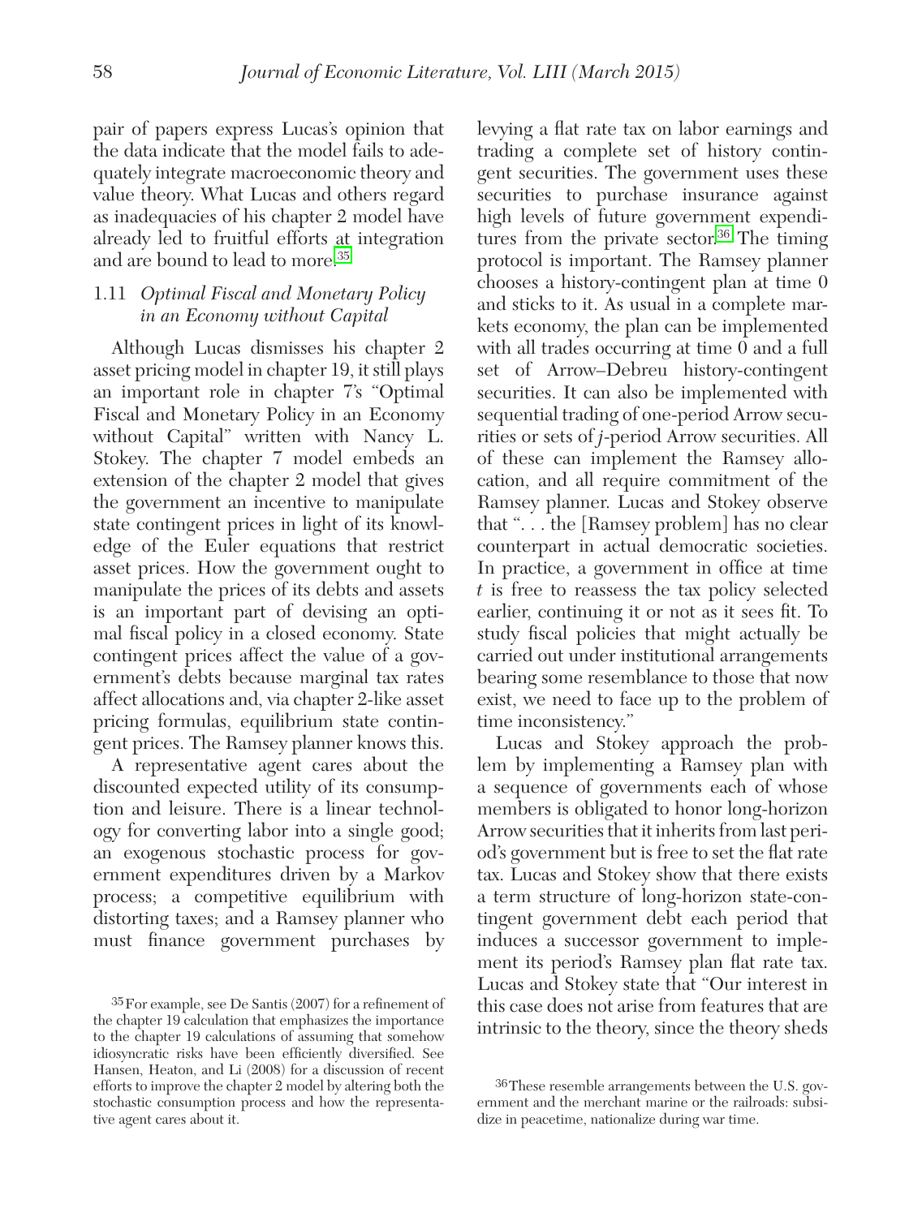pair of papers express Lucas's opinion that the data indicate that the model fails to adequately integrate macroeconomic theory and value theory. What Lucas and others regard as inadequacies of his chapter 2 model have already led to fruitful efforts at integration and are bound to lead to more.[35]

### 1.11 *Optimal Fiscal and Monetary Policy in an Economy without Capital*

Although Lucas dismisses his chapter 2 asset pricing model in chapter 19, it still plays an important role in chapter 7's "Optimal Fiscal and Monetary Policy in an Economy without Capital" written with Nancy L. Stokey. The chapter 7 model embeds an extension of the chapter 2 model that gives the government an incentive to manipulate state contingent prices in light of its knowledge of the Euler equations that restrict asset prices. How the government ought to manipulate the prices of its debts and assets is an important part of devising an optimal fiscal policy in a closed economy. State contingent prices affect the value of a government's debts because marginal tax rates affect allocations and, via chapter 2-like asset pricing formulas, equilibrium state contingent prices. The Ramsey planner knows this.

A representative agent cares about the discounted expected utility of its consumption and leisure. There is a linear technology for converting labor into a single good; an exogenous stochastic process for government expenditures driven by a Markov process; a competitive equilibrium with distorting taxes; and a Ramsey planner who must finance government purchases by levying a flat rate tax on labor earnings and trading a complete set of history contingent securities. The government uses these securities to purchase insurance against high levels of future government expenditures from the private sector.[36] The timing protocol is important. The Ramsey planner chooses a history-contingent plan at time 0 and sticks to it. As usual in a complete markets economy, the plan can be implemented with all trades occurring at time 0 and a full set of Arrow–Debreu history-contingent securities. It can also be implemented with sequential trading of one-period Arrow securities or sets of $j$-period Arrow securities. All of these can implement the Ramsey allocation, and all require commitment of the Ramsey planner. Lucas and Stokey observe that ". . . the [Ramsey problem] has no clear counterpart in actual democratic societies. In practice, a government in office at time $t$ is free to reassess the tax policy selected earlier, continuing it or not as it sees fit. To study fiscal policies that might actually be carried out under institutional arrangements bearing some resemblance to those that now exist, we need to face up to the problem of time inconsistency."

Lucas and Stokey approach the problem by implementing a Ramsey plan with a sequence of governments each of whose members is obligated to honor long-horizon Arrow securities that it inherits from last period's government but is free to set the flat rate tax. Lucas and Stokey show that there exists a term structure of long-horizon state-contingent government debt each period that induces a successor government to implement its period's Ramsey plan flat rate tax. Lucas and Stokey state that "Our interest in this case does not arise from features that are intrinsic to the theory, since the theory sheds

[35] For example, see De Santis (2007) for a refinement of the chapter 19 calculation that emphasizes the importance to the chapter 19 calculations of assuming that somehow idiosyncratic risks have been efficiently diversified. See Hansen, Heaton, and Li (2008) for a discussion of recent efforts to improve the chapter 2 model by altering both the stochastic consumption process and how the representative agent cares about it.

[36] These resemble arrangements between the U.S. government and the merchant marine or the railroads: subsidize in peacetime, nationalize during war time.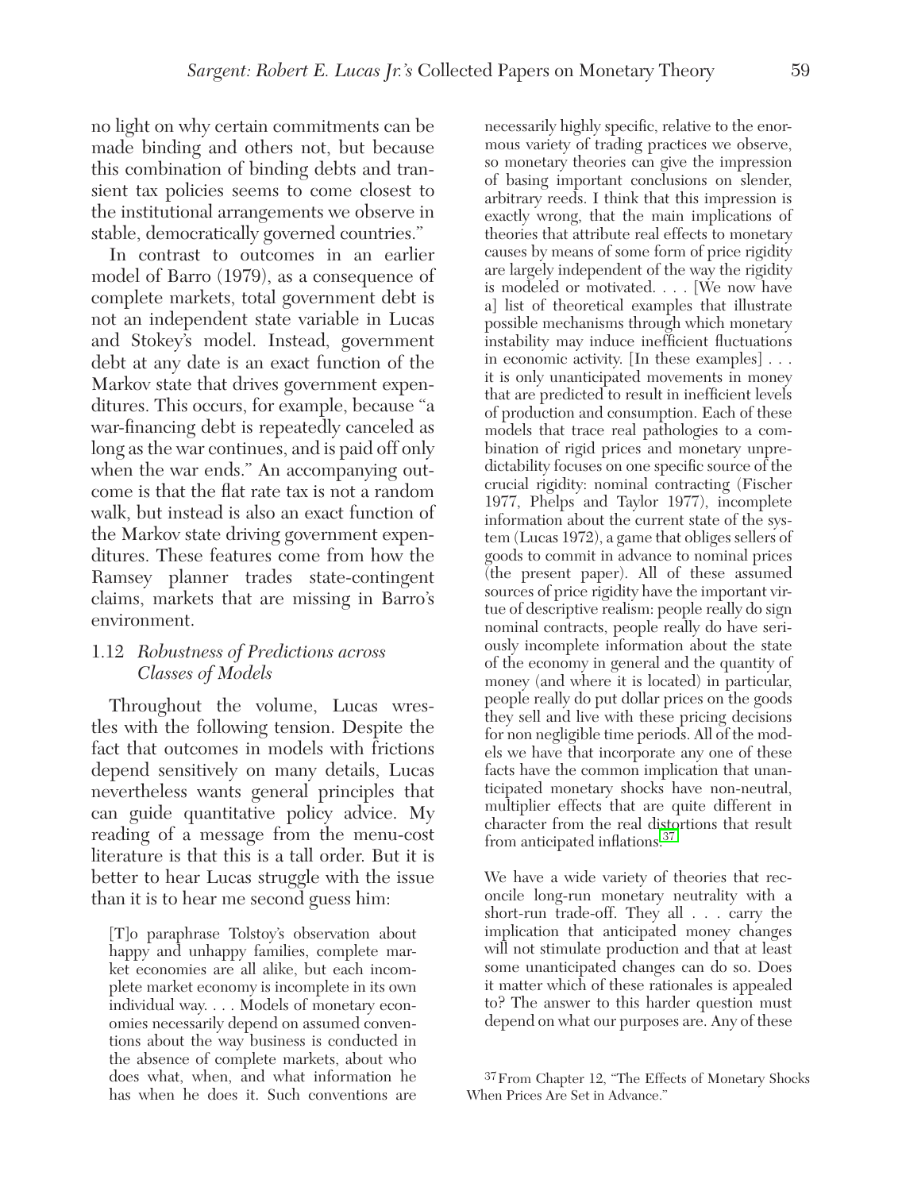no light on why certain commitments can be made binding and others not, but because this combination of binding debts and transient tax policies seems to come closest to the institutional arrangements we observe in stable, democratically governed countries."

In contrast to outcomes in an earlier model of Barro (1979), as a consequence of complete markets, total government debt is not an independent state variable in Lucas and Stokey's model. Instead, government debt at any date is an exact function of the Markov state that drives government expenditures. This occurs, for example, because "a war-financing debt is repeatedly canceled as long as the war continues, and is paid off only when the war ends." An accompanying outcome is that the flat rate tax is not a random walk, but instead is also an exact function of the Markov state driving government expenditures. These features come from how the Ramsey planner trades state-contingent claims, markets that are missing in Barro's environment.

### 1.12 *Robustness of Predictions across Classes of Models*

Throughout the volume, Lucas wrestles with the following tension. Despite the fact that outcomes in models with frictions depend sensitively on many details, Lucas nevertheless wants general principles that can guide quantitative policy advice. My reading of a message from the menu-cost literature is that this is a tall order. But it is better to hear Lucas struggle with the issue than it is to hear me second guess him:

> [T]o paraphrase Tolstoy's observation about happy and unhappy families, complete market economies are all alike, but each incomplete market economy is incomplete in its own individual way. . . . Models of monetary economies necessarily depend on assumed conventions about the way business is conducted in the absence of complete markets, about who does what, when, and what information he has when he does it. Such conventions are necessarily highly specific, relative to the enormous variety of trading practices we observe, so monetary theories can give the impression of basing important conclusions on slender, arbitrary reeds. I think that this impression is exactly wrong, that the main implications of theories that attribute real effects to monetary causes by means of some form of price rigidity are largely independent of the way the rigidity is modeled or motivated. . . . [We now have a] list of theoretical examples that illustrate possible mechanisms through which monetary instability may induce inefficient fluctuations in economic activity. [In these examples] . . . it is only unanticipated movements in money that are predicted to result in inefficient levels of production and consumption. Each of these models that trace real pathologies to a combination of rigid prices and monetary unpredictability focuses on one specific source of the crucial rigidity: nominal contracting (Fischer 1977, Phelps and Taylor 1977), incomplete information about the current state of the system (Lucas 1972), a game that obliges sellers of goods to commit in advance to nominal prices (the present paper). All of these assumed sources of price rigidity have the important virtue of descriptive realism: people really do sign nominal contracts, people really do have seriously incomplete information about the state of the economy in general and the quantity of money (and where it is located) in particular, people really do put dollar prices on the goods they sell and live with these pricing decisions for non negligible time periods. All of the models we have that incorporate any one of these facts have the common implication that unanticipated monetary shocks have non-neutral, multiplier effects that are quite different in character from the real distortions that result from anticipated inflations.[37]

> We have a wide variety of theories that reconcile long-run monetary neutrality with a short-run trade-off. They all . . . carry the implication that anticipated money changes will not stimulate production and that at least some unanticipated changes can do so. Does it matter which of these rationales is appealed to? The answer to this harder question must depend on what our purposes are. Any of these

[37] From Chapter 12, "The Effects of Monetary Shocks When Prices Are Set in Advance."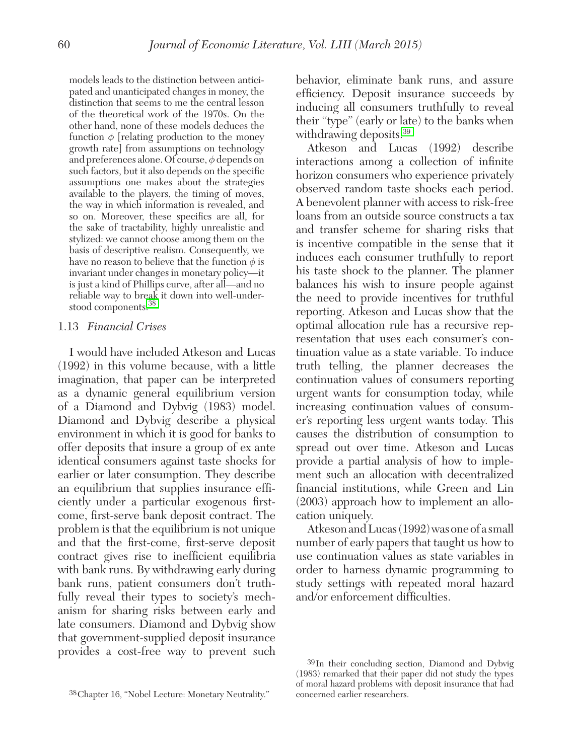models leads to the distinction between anticipated and unanticipated changes in money, the distinction that seems to me the central lesson of the theoretical work of the 1970s. On the other hand, none of these models deduces the function $\phi$ [relating production to the money growth rate] from assumptions on technology and preferences alone. Of course, $\phi$ depends on such factors, but it also depends on the specific assumptions one makes about the strategies available to the players, the timing of moves, the way in which information is revealed, and so on. Moreover, these specifics are all, for the sake of tractability, highly unrealistic and stylized: we cannot choose among them on the basis of descriptive realism. Consequently, we have no reason to believe that the function $\phi$ is invariant under changes in monetary policy—it is just a kind of Phillips curve, after all—and no reliable way to break it down into well-understood components.[38]

### 1.13 *Financial Crises*

I would have included Atkeson and Lucas (1992) in this volume because, with a little imagination, that paper can be interpreted as a dynamic general equilibrium version of a Diamond and Dybvig (1983) model. Diamond and Dybvig describe a physical environment in which it is good for banks to offer deposits that insure a group of ex ante identical consumers against taste shocks for earlier or later consumption. They describe an equilibrium that supplies insurance efficiently under a particular exogenous first-come, first-serve bank deposit contract. The problem is that the equilibrium is not unique and that the first-come, first-serve deposit contract gives rise to inefficient equilibria with bank runs. By withdrawing early during bank runs, patient consumers don't truthfully reveal their types to society's mechanism for sharing risks between early and late consumers. Diamond and Dybvig show that government-supplied deposit insurance provides a cost-free way to prevent such behavior, eliminate bank runs, and assure efficiency. Deposit insurance succeeds by inducing all consumers truthfully to reveal their "type" (early or late) to the banks when withdrawing deposits.[39]

Atkeson and Lucas (1992) describe interactions among a collection of infinite horizon consumers who experience privately observed random taste shocks each period. A benevolent planner with access to risk-free loans from an outside source constructs a tax and transfer scheme for sharing risks that is incentive compatible in the sense that it induces each consumer truthfully to report his taste shock to the planner. The planner balances his wish to insure people against the need to provide incentives for truthful reporting. Atkeson and Lucas show that the optimal allocation rule has a recursive representation that uses each consumer's continuation value as a state variable. To induce truth telling, the planner decreases the continuation values of consumers reporting urgent wants for consumption today, while increasing continuation values of consumer's reporting less urgent wants today. This causes the distribution of consumption to spread out over time. Atkeson and Lucas provide a partial analysis of how to implement such an allocation with decentralized financial institutions, while Green and Lin (2003) approach how to implement an allocation uniquely.

Atkeson and Lucas (1992) was one of a small number of early papers that taught us how to use continuation values as state variables in order to harness dynamic programming to study settings with repeated moral hazard and/or enforcement difficulties.

[38] Chapter 16, "Nobel Lecture: Monetary Neutrality."

[39] In their concluding section, Diamond and Dybvig (1983) remarked that their paper did not study the types of moral hazard problems with deposit insurance that had concerned earlier researchers.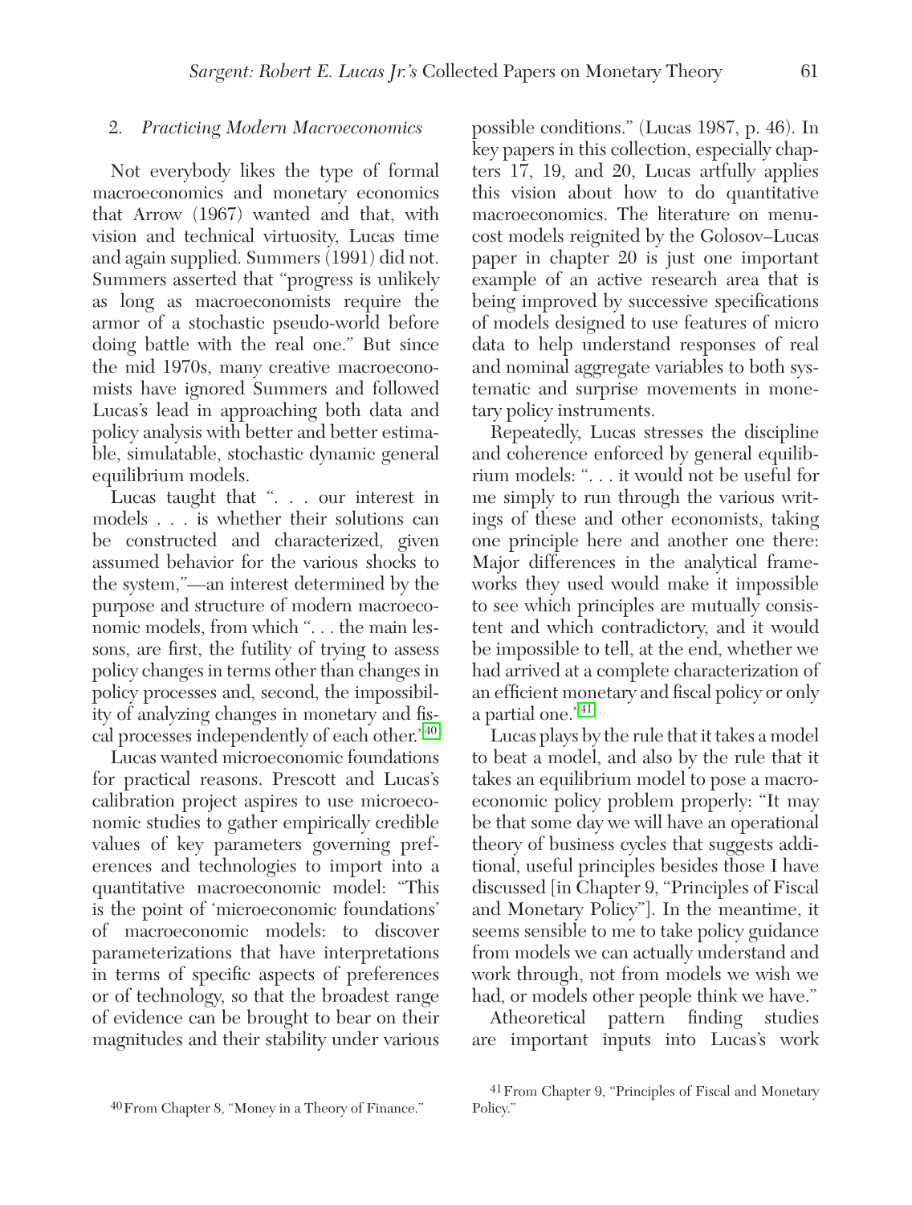## 2. *Practicing Modern Macroeconomics*

Not everybody likes the type of formal macroeconomics and monetary economics that Arrow (1967) wanted and that, with vision and technical virtuosity, Lucas time and again supplied. Summers (1991) did not. Summers asserted that "progress is unlikely as long as macroeconomists require the armor of a stochastic pseudo-world before doing battle with the real one." But since the mid 1970s, many creative macroeconomists have ignored Summers and followed Lucas's lead in approaching both data and policy analysis with better and better estimable, simulatable, stochastic dynamic general equilibrium models.

Lucas taught that ". . . our interest in models . . . is whether their solutions can be constructed and characterized, given assumed behavior for the various shocks to the system,"—an interest determined by the purpose and structure of modern macroeconomic models, from which ". . . the main lessons, are first, the futility of trying to assess policy changes in terms other than changes in policy processes and, second, the impossibility of analyzing changes in monetary and fiscal processes independently of each other."[40]

Lucas wanted microeconomic foundations for practical reasons. Prescott and Lucas's calibration project aspires to use microeconomic studies to gather empirically credible values of key parameters governing preferences and technologies to import into a quantitative macroeconomic model: "This is the point of 'microeconomic foundations' of macroeconomic models: to discover parameterizations that have interpretations in terms of specific aspects of preferences or of technology, so that the broadest range of evidence can be brought to bear on their magnitudes and their stability under various possible conditions." (Lucas 1987, p. 46). In key papers in this collection, especially chapters 17, 19, and 20, Lucas artfully applies this vision about how to do quantitative macroeconomics. The literature on menu-cost models reignited by the Golosov–Lucas paper in chapter 20 is just one important example of an active research area that is being improved by successive specifications of models designed to use features of micro data to help understand responses of real and nominal aggregate variables to both systematic and surprise movements in monetary policy instruments.

Repeatedly, Lucas stresses the discipline and coherence enforced by general equilibrium models: ". . . it would not be useful for me simply to run through the various writings of these and other economists, taking one principle here and another one there: Major differences in the analytical frameworks they used would make it impossible to see which principles are mutually consistent and which contradictory, and it would be impossible to tell, at the end, whether we had arrived at a complete characterization of an efficient monetary and fiscal policy or only a partial one."[41]

Lucas plays by the rule that it takes a model to beat a model, and also by the rule that it takes an equilibrium model to pose a macroeconomic policy problem properly: "It may be that some day we will have an operational theory of business cycles that suggests additional, useful principles besides those I have discussed [in Chapter 9, "Principles of Fiscal and Monetary Policy"]. In the meantime, it seems sensible to me to take policy guidance from models we can actually understand and work through, not from models we wish we had, or models other people think we have."

Atheoretical pattern finding studies are important inputs into Lucas's work

---

[40] From Chapter 8, "Money in a Theory of Finance."

[41] From Chapter 9, "Principles of Fiscal and Monetary Policy."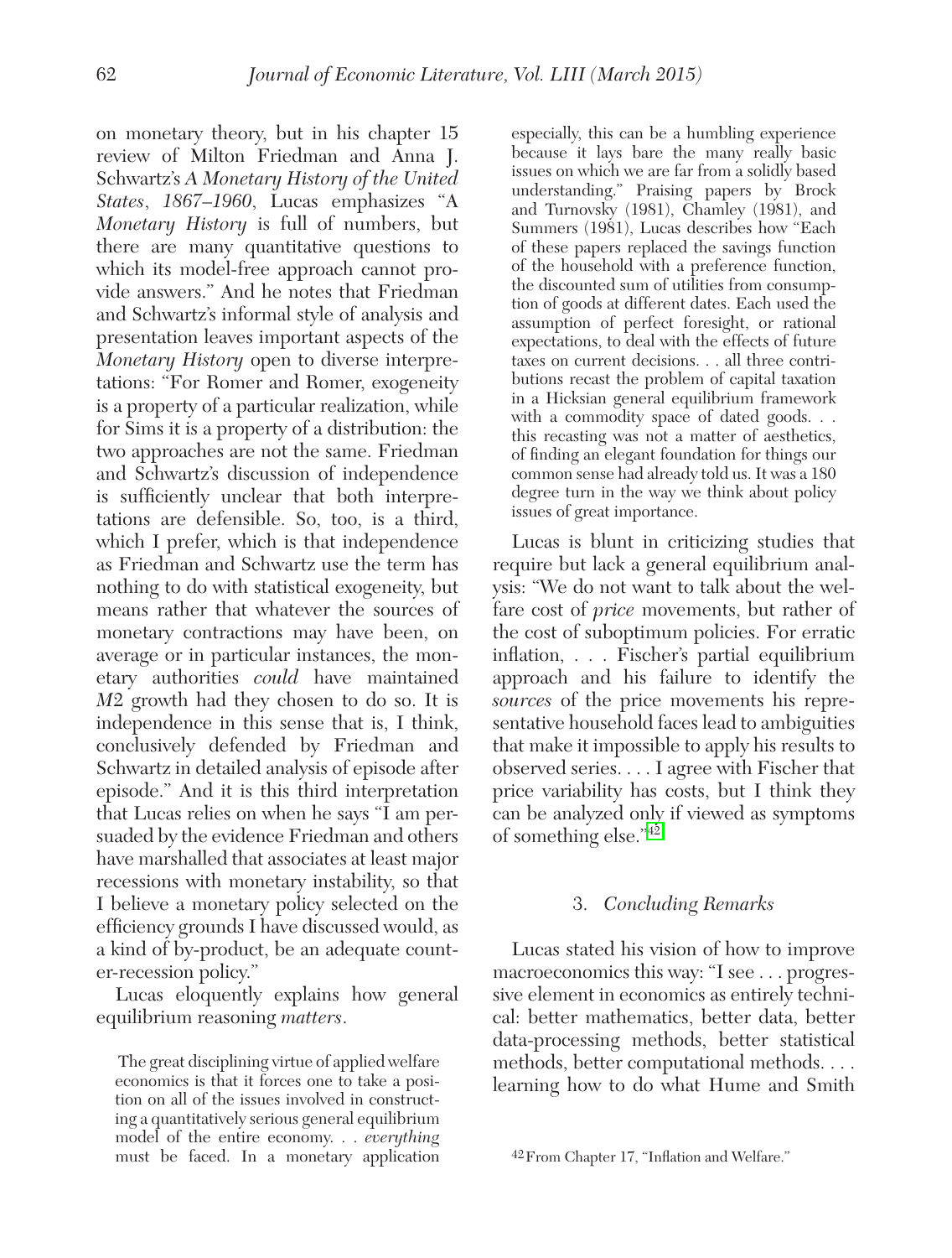on monetary theory, but in his chapter 15 review of Milton Friedman and Anna J. Schwartz's *A Monetary History of the United States, 1867–1960*, Lucas emphasizes "A *Monetary History* is full of numbers, but there are many quantitative questions to which its model-free approach cannot provide answers." And he notes that Friedman and Schwartz's informal style of analysis and presentation leaves important aspects of the *Monetary History* open to diverse interpretations: "For Romer and Romer, exogeneity is a property of a particular realization, while for Sims it is a property of a distribution: the two approaches are not the same. Friedman and Schwartz's discussion of independence is sufficiently unclear that both interpretations are defensible. So, too, is a third, which I prefer, which is that independence as Friedman and Schwartz use the term has nothing to do with statistical exogeneity, but means rather that whatever the sources of monetary contractions may have been, on average or in particular instances, the monetary authorities *could* have maintained $M2$ growth had they chosen to do so. It is independence in this sense that is, I think, conclusively defended by Friedman and Schwartz in detailed analysis of episode after episode." And it is this third interpretation that Lucas relies on when he says "I am persuaded by the evidence Friedman and others have marshalled that associates at least major recessions with monetary instability, so that I believe a monetary policy selected on the efficiency grounds I have discussed would, as a kind of by-product, be an adequate counter-recession policy."

Lucas eloquently explains how general equilibrium reasoning *matters*.

> The great disciplining virtue of applied welfare economics is that it forces one to take a position on all of the issues involved in constructing a quantitatively serious general equilibrium model of the entire economy. . . *everything* must be faced. In a monetary application especially, this can be a humbling experience because it lays bare the many really basic issues on which we are far from a solidly based understanding." Praising papers by Brock and Turnovsky (1981), Chamley (1981), and Summers (1981), Lucas describes how "Each of these papers replaced the savings function of the household with a preference function, the discounted sum of utilities from consumption of goods at different dates. Each used the assumption of perfect foresight, or rational expectations, to deal with the effects of future taxes on current decisions. . . all three contributions recast the problem of capital taxation in a Hicksian general equilibrium framework with a commodity space of dated goods. . . this recasting was not a matter of aesthetics, of finding an elegant foundation for things our common sense had already told us. It was a 180 degree turn in the way we think about policy issues of great importance.

Lucas is blunt in criticizing studies that require but lack a general equilibrium analysis: "We do not want to talk about the welfare cost of *price* movements, but rather of the cost of suboptimum policies. For erratic inflation, . . . Fischer's partial equilibrium approach and his failure to identify the *sources* of the price movements his representative household faces lead to ambiguities that make it impossible to apply his results to observed series. . . . I agree with Fischer that price variability has costs, but I think they can be analyzed only if viewed as symptoms of something else."[42]

## 3. *Concluding Remarks*

Lucas stated his vision of how to improve macroeconomics this way: "I see . . . progressive element in economics as entirely technical: better mathematics, better data, better data-processing methods, better statistical methods, better computational methods. . . . learning how to do what Hume and Smith

[42] From Chapter 17, "Inflation and Welfare."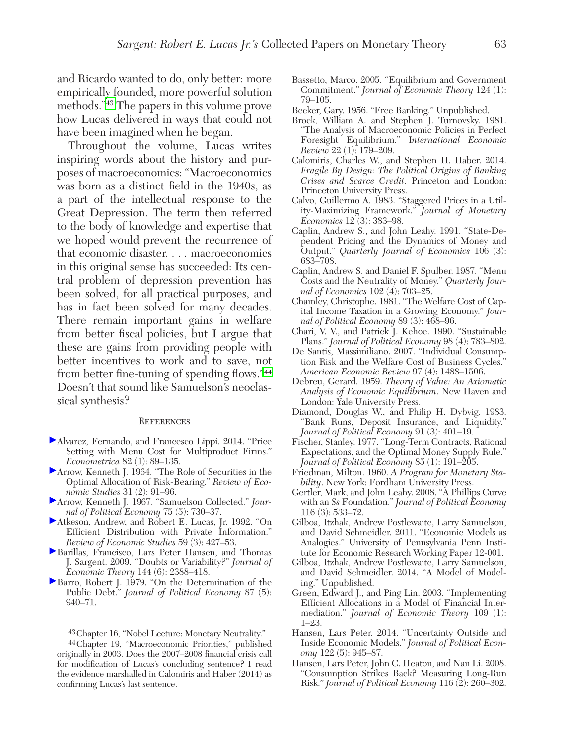and Ricardo wanted to do, only better: more empirically founded, more powerful solution methods."[43] The papers in this volume prove how Lucas delivered in ways that could not have been imagined when he began.

Throughout the volume, Lucas writes inspiring words about the history and purposes of macroeconomics: "Macroeconomics was born as a distinct field in the 1940s, as a part of the intellectual response to the Great Depression. The term then referred to the body of knowledge and expertise that we hoped would prevent the recurrence of that economic disaster. . . . macroeconomics in this original sense has succeeded: Its central problem of depression prevention has been solved, for all practical purposes, and has in fact been solved for many decades. There remain important gains in welfare from better fiscal policies, but I argue that these are gains from providing people with better incentives to work and to save, not from better fine-tuning of spending flows."[44] Doesn't that sound like Samuelson's neoclassical synthesis?

## References

Alvarez, Fernando, and Francesco Lippi. 2014. "Price Setting with Menu Cost for Multiproduct Firms." *Econometrica* 82 (1): 89–135.

Arrow, Kenneth J. 1964. "The Role of Securities in the Optimal Allocation of Risk-Bearing." *Review of Economic Studies* 31 (2): 91–96.

Arrow, Kenneth J. 1967. "Samuelson Collected." *Journal of Political Economy* 75 (5): 730–37.

Atkeson, Andrew, and Robert E. Lucas, Jr. 1992. "On Efficient Distribution with Private Information." *Review of Economic Studies* 59 (3): 427–53.

Barillas, Francisco, Lars Peter Hansen, and Thomas J. Sargent. 2009. "Doubts or Variability?" *Journal of Economic Theory* 144 (6): 2388–418.

Barro, Robert J. 1979. "On the Determination of the Public Debt." *Journal of Political Economy* 87 (5): 940–71.

Bassetto, Marco. 2005. "Equilibrium and Government Commitment." *Journal of Economic Theory* 124 (1): 79–105.

Becker, Gary. 1956. "Free Banking." Unpublished.

Brock, William A. and Stephen J. Turnovsky. 1981. "The Analysis of Macroeconomic Policies in Perfect Foresight Equilibrium." *International Economic Review* 22 (1): 179–209.

Calomiris, Charles W., and Stephen H. Haber. 2014. *Fragile By Design: The Political Origins of Banking Crises and Scarce Credit*. Princeton and London: Princeton University Press.

Calvo, Guillermo A. 1983. "Staggered Prices in a Utility-Maximizing Framework." *Journal of Monetary Economics* 12 (3): 383–98.

Caplin, Andrew S., and John Leahy. 1991. "State-Dependent Pricing and the Dynamics of Money and Output." *Quarterly Journal of Economics* 106 (3): 683–708.

Caplin, Andrew S. and Daniel F. Spulber. 1987. "Menu Costs and the Neutrality of Money." *Quarterly Journal of Economics* 102 (4): 703–25.

Chamley, Christophe. 1981. "The Welfare Cost of Capital Income Taxation in a Growing Economy." *Journal of Political Economy* 89 (3): 468–96.

Chari, V. V., and Patrick J. Kehoe. 1990. "Sustainable Plans." *Journal of Political Economy* 98 (4): 783–802.

De Santis, Massimiliano. 2007. "Individual Consumption Risk and the Welfare Cost of Business Cycles." *American Economic Review* 97 (4): 1488–1506.

Debreu, Gerard. 1959. *Theory of Value: An Axiomatic Analysis of Economic Equilibrium*. New Haven and London: Yale University Press.

Diamond, Douglas W., and Philip H. Dybvig. 1983. "Bank Runs, Deposit Insurance, and Liquidity." *Journal of Political Economy* 91 (3): 401–19.

Fischer, Stanley. 1977. "Long-Term Contracts, Rational Expectations, and the Optimal Money Supply Rule." *Journal of Political Economy* 85 (1): 191–205.

Friedman, Milton. 1960. *A Program for Monetary Stability*. New York: Fordham University Press.

Gertler, Mark, and John Leahy. 2008. "A Phillips Curve with an *Ss* Foundation." *Journal of Political Economy* 116 (3): 533–72.

Gilboa, Itzhak, Andrew Postlewaite, Larry Samuelson, and David Schmeidler. 2011. "Economic Models as Analogies." University of Pennsylvania Penn Institute for Economic Research Working Paper 12-001.

Gilboa, Itzhak, Andrew Postlewaite, Larry Samuelson, and David Schmeidler. 2014. "A Model of Modeling." Unpublished.

Green, Edward J., and Ping Lin. 2003. "Implementing Efficient Allocations in a Model of Financial Intermediation." *Journal of Economic Theory* 109 (1): 1–23.

Hansen, Lars Peter. 2014. "Uncertainty Outside and Inside Economic Models." *Journal of Political Economy* 122 (5): 945–87.

Hansen, Lars Peter, John C. Heaton, and Nan Li. 2008. "Consumption Strikes Back? Measuring Long-Run Risk." *Journal of Political Economy* 116 (2): 260–302.

---

[43] Chapter 16, "Nobel Lecture: Monetary Neutrality."

[44] Chapter 19, "Macroeconomic Priorities," published originally in 2003. Does the 2007–2008 financial crisis call for modification of Lucas's concluding sentence? I read the evidence marshalled in Calomiris and Haber (2014) as confirming Lucas's last sentence.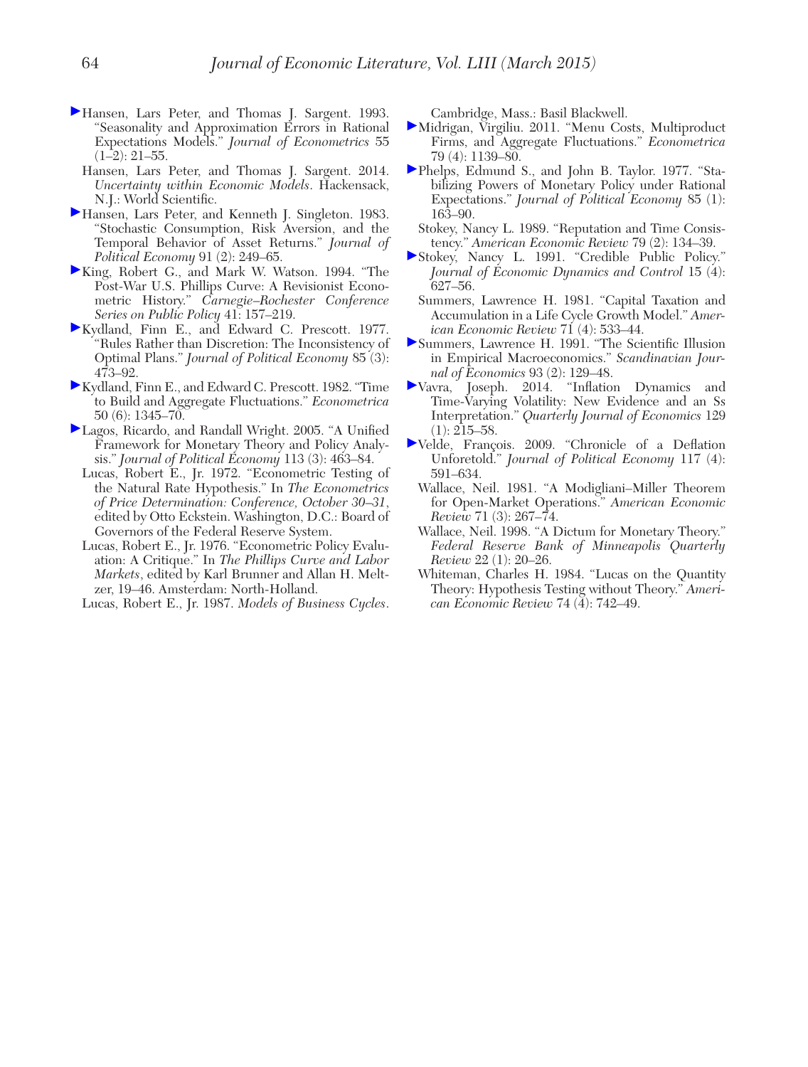Hansen, Lars Peter, and Thomas J. Sargent. 1993. "Seasonality and Approximation Errors in Rational Expectations Models." *Journal of Econometrics* 55 (1–2): 21–55.

Hansen, Lars Peter, and Thomas J. Sargent. 2014. *Uncertainty within Economic Models*. Hackensack, N.J.: World Scientific.

Hansen, Lars Peter, and Kenneth J. Singleton. 1983. "Stochastic Consumption, Risk Aversion, and the Temporal Behavior of Asset Returns." *Journal of Political Economy* 91 (2): 249–65.

King, Robert G., and Mark W. Watson. 1994. "The Post-War U.S. Phillips Curve: A Revisionist Econometric History." *Carnegie–Rochester Conference Series on Public Policy* 41: 157–219.

Kydland, Finn E., and Edward C. Prescott. 1977. "Rules Rather than Discretion: The Inconsistency of Optimal Plans." *Journal of Political Economy* 85 (3): 473–92.

Kydland, Finn E., and Edward C. Prescott. 1982. "Time to Build and Aggregate Fluctuations." *Econometrica* 50 (6): 1345–70.

Lagos, Ricardo, and Randall Wright. 2005. "A Unified Framework for Monetary Theory and Policy Analysis." *Journal of Political Economy* 113 (3): 463–84.

Lucas, Robert E., Jr. 1972. "Econometric Testing of the Natural Rate Hypothesis." In *The Econometrics of Price Determination: Conference, October 30–31*, edited by Otto Eckstein. Washington, D.C.: Board of Governors of the Federal Reserve System.

Lucas, Robert E., Jr. 1976. "Econometric Policy Evaluation: A Critique." In *The Phillips Curve and Labor Markets*, edited by Karl Brunner and Allan H. Meltzer, 19–46. Amsterdam: North-Holland.

Lucas, Robert E., Jr. 1987. *Models of Business Cycles*. Cambridge, Mass.: Basil Blackwell.

Midrigan, Virgiliu. 2011. "Menu Costs, Multiproduct Firms, and Aggregate Fluctuations." *Econometrica* 79 (4): 1139–80.

Phelps, Edmund S., and John B. Taylor. 1977. "Stabilizing Powers of Monetary Policy under Rational Expectations." *Journal of Political Economy* 85 (1): 163–90.

Stokey, Nancy L. 1989. "Reputation and Time Consistency." *American Economic Review* 79 (2): 134–39.

Stokey, Nancy L. 1991. "Credible Public Policy." *Journal of Economic Dynamics and Control* 15 (4): 627–56.

Summers, Lawrence H. 1981. "Capital Taxation and Accumulation in a Life Cycle Growth Model." *American Economic Review* 71 (4): 533–44.

Summers, Lawrence H. 1991. "The Scientific Illusion in Empirical Macroeconomics." *Scandinavian Journal of Economics* 93 (2): 129–48.

Vavra, Joseph. 2014. "Inflation Dynamics and Time-Varying Volatility: New Evidence and an Ss Interpretation." *Quarterly Journal of Economics* 129 (1): 215–58.

Velde, François. 2009. "Chronicle of a Deflation Unforetold." *Journal of Political Economy* 117 (4): 591–634.

Wallace, Neil. 1981. "A Modigliani–Miller Theorem for Open-Market Operations." *American Economic Review* 71 (3): 267–74.

Wallace, Neil. 1998. "A Dictum for Monetary Theory." *Federal Reserve Bank of Minneapolis Quarterly Review* 22 (1): 20–26.

Whiteman, Charles H. 1984. "Lucas on the Quantity Theory: Hypothesis Testing without Theory." *American Economic Review* 74 (4): 742–49.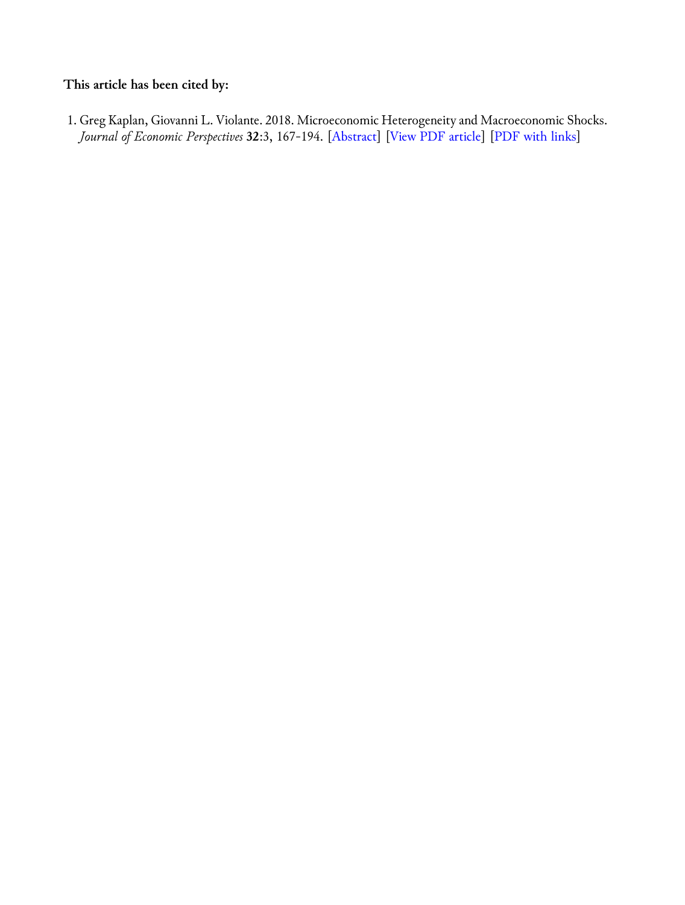**This article has been cited by:**

1. Greg Kaplan, Giovanni L. Violante. 2018. Microeconomic Heterogeneity and Macroeconomic Shocks. *Journal of Economic Perspectives* **32**:3, 167-194. [Abstract] [View PDF article] [PDF with links]